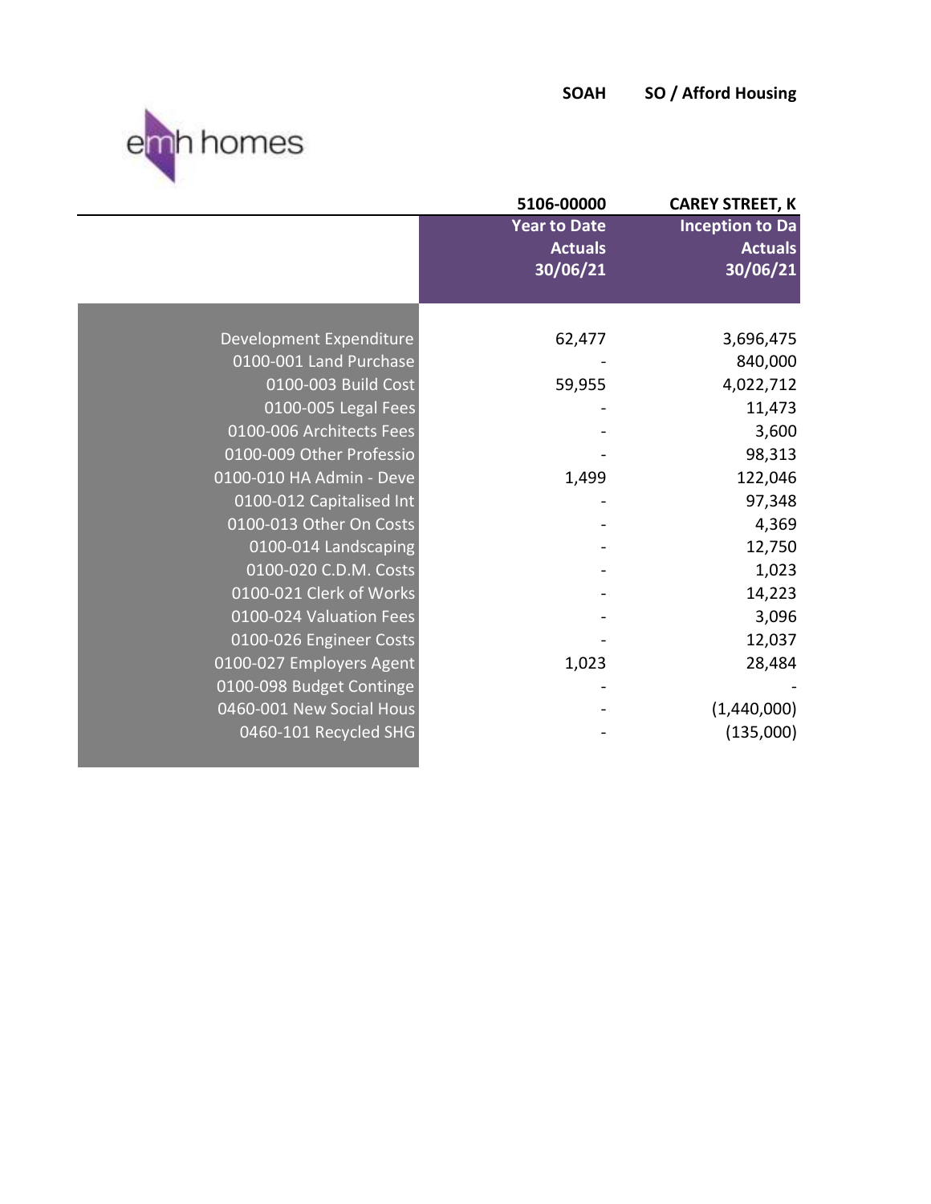emh homes

**SOAH** **SO / Afford Housing**

| | 5106-00000 | CAREY STREET, K |
|---|---|---|
| | **Year to Date Actuals 30/06/21** | **Inception to Da Actuals 30/06/21** |
| Development Expenditure | 62,477 | 3,696,475 |
| 0100-001 Land Purchase | - | 840,000 |
| 0100-003 Build Cost | 59,955 | 4,022,712 |
| 0100-005 Legal Fees | - | 11,473 |
| 0100-006 Architects Fees | - | 3,600 |
| 0100-009 Other Professio | - | 98,313 |
| 0100-010 HA Admin - Deve | 1,499 | 122,046 |
| 0100-012 Capitalised Int | - | 97,348 |
| 0100-013 Other On Costs | - | 4,369 |
| 0100-014 Landscaping | - | 12,750 |
| 0100-020 C.D.M. Costs | - | 1,023 |
| 0100-021 Clerk of Works | - | 14,223 |
| 0100-024 Valuation Fees | - | 3,096 |
| 0100-026 Engineer Costs | - | 12,037 |
| 0100-027 Employers Agent | 1,023 | 28,484 |
| 0100-098 Budget Continge | - | - |
| 0460-001 New Social Hous | - | (1,440,000) |
| 0460-101 Recycled SHG | - | (135,000) |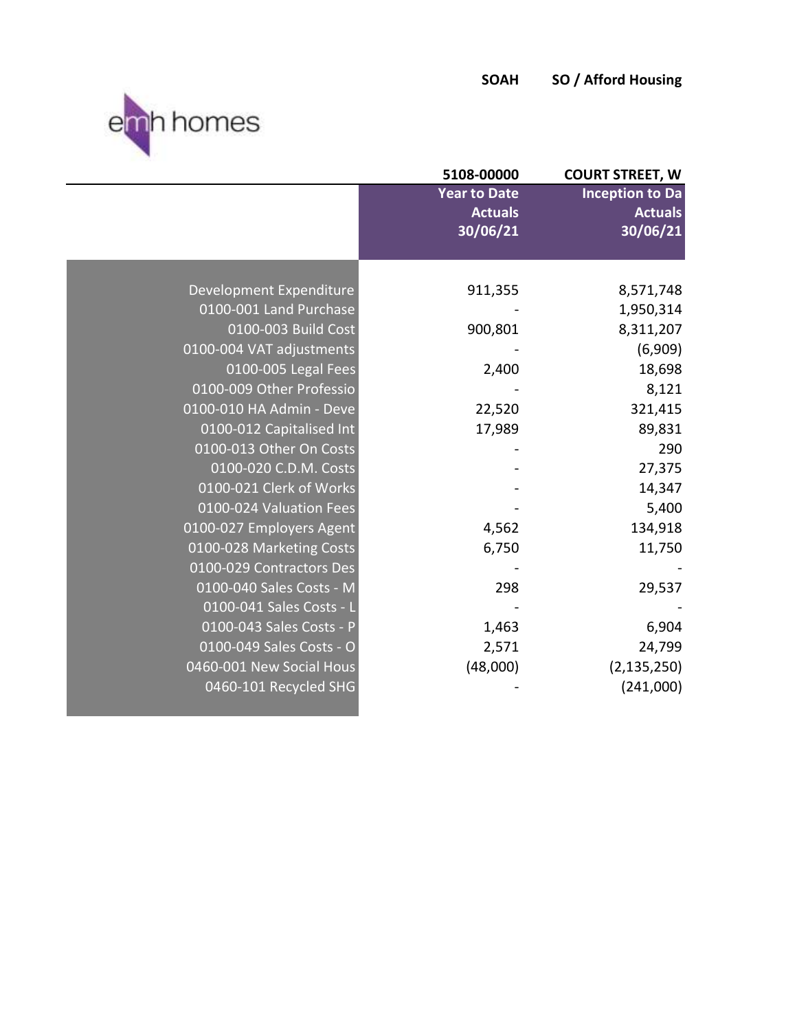**SOAH** **SO / Afford Housing**

emh homes

| | 5108-00000 | COURT STREET, W |
|---|---|---|
| | Year to Date Actuals 30/06/21 | Inception to Da Actuals 30/06/21 |
| Development Expenditure | 911,355 | 8,571,748 |
| 0100-001 Land Purchase | - | 1,950,314 |
| 0100-003 Build Cost | 900,801 | 8,311,207 |
| 0100-004 VAT adjustments | - | (6,909) |
| 0100-005 Legal Fees | 2,400 | 18,698 |
| 0100-009 Other Professio | - | 8,121 |
| 0100-010 HA Admin - Deve | 22,520 | 321,415 |
| 0100-012 Capitalised Int | 17,989 | 89,831 |
| 0100-013 Other On Costs | - | 290 |
| 0100-020 C.D.M. Costs | - | 27,375 |
| 0100-021 Clerk of Works | - | 14,347 |
| 0100-024 Valuation Fees | - | 5,400 |
| 0100-027 Employers Agent | 4,562 | 134,918 |
| 0100-028 Marketing Costs | 6,750 | 11,750 |
| 0100-029 Contractors Des | - | - |
| 0100-040 Sales Costs - M | 298 | 29,537 |
| 0100-041 Sales Costs - L | - | - |
| 0100-043 Sales Costs - P | 1,463 | 6,904 |
| 0100-049 Sales Costs - O | 2,571 | 24,799 |
| 0460-001 New Social Hous | (48,000) | (2,135,250) |
| 0460-101 Recycled SHG | - | (241,000) |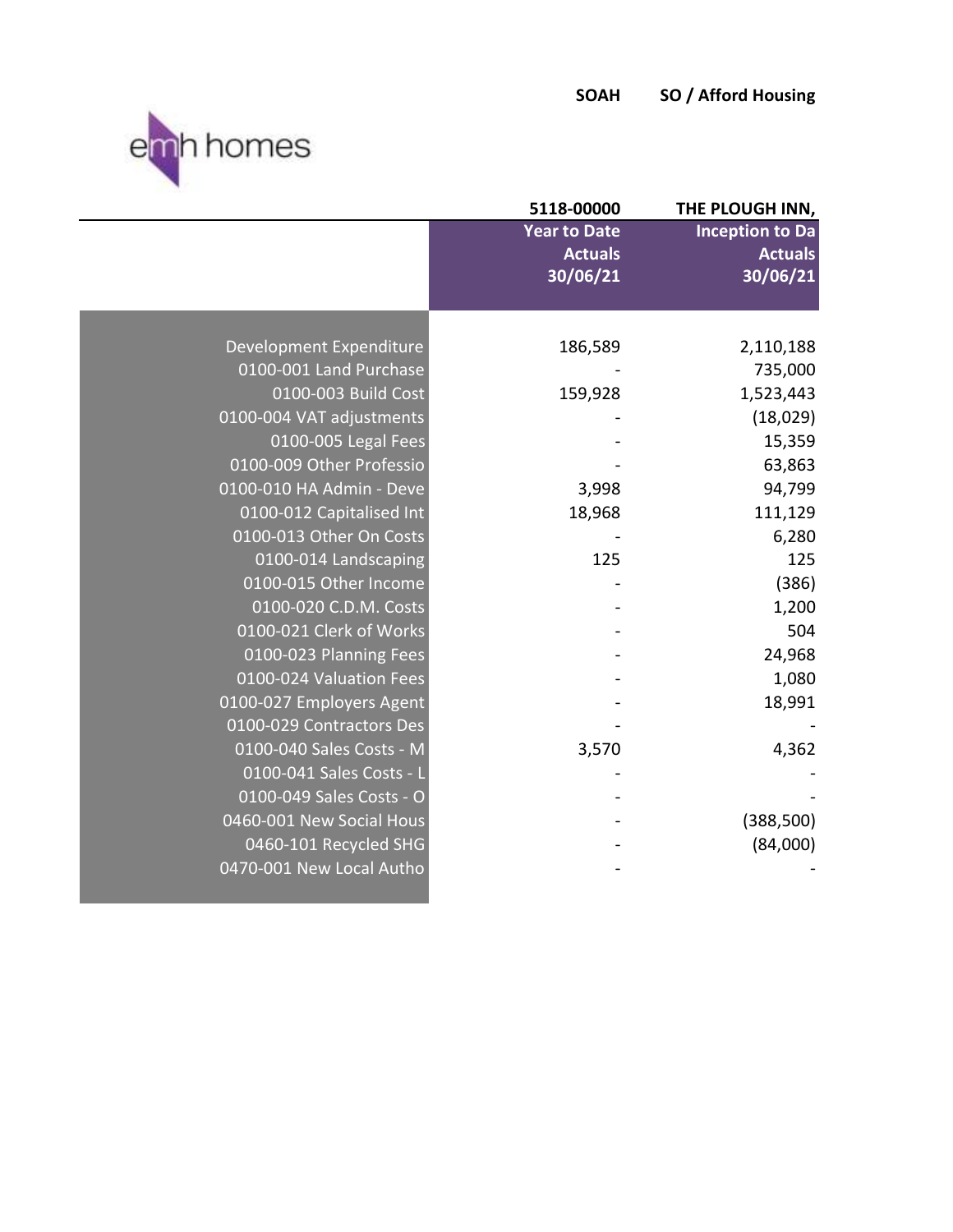**SOAH** **SO / Afford Housing**

emh homes

| | 5118-00000 | THE PLOUGH INN, |
|---|---|---|
| | **Year to Date Actuals 30/06/21** | **Inception to Da Actuals 30/06/21** |
| Development Expenditure | 186,589 | 2,110,188 |
| 0100-001 Land Purchase | - | 735,000 |
| 0100-003 Build Cost | 159,928 | 1,523,443 |
| 0100-004 VAT adjustments | - | (18,029) |
| 0100-005 Legal Fees | - | 15,359 |
| 0100-009 Other Professio | - | 63,863 |
| 0100-010 HA Admin - Deve | 3,998 | 94,799 |
| 0100-012 Capitalised Int | 18,968 | 111,129 |
| 0100-013 Other On Costs | - | 6,280 |
| 0100-014 Landscaping | 125 | 125 |
| 0100-015 Other Income | - | (386) |
| 0100-020 C.D.M. Costs | - | 1,200 |
| 0100-021 Clerk of Works | - | 504 |
| 0100-023 Planning Fees | - | 24,968 |
| 0100-024 Valuation Fees | - | 1,080 |
| 0100-027 Employers Agent | - | 18,991 |
| 0100-029 Contractors Des | - | - |
| 0100-040 Sales Costs - M | 3,570 | 4,362 |
| 0100-041 Sales Costs - L | - | - |
| 0100-049 Sales Costs - O | - | - |
| 0460-001 New Social Hous | - | (388,500) |
| 0460-101 Recycled SHG | - | (84,000) |
| 0470-001 New Local Autho | - | - |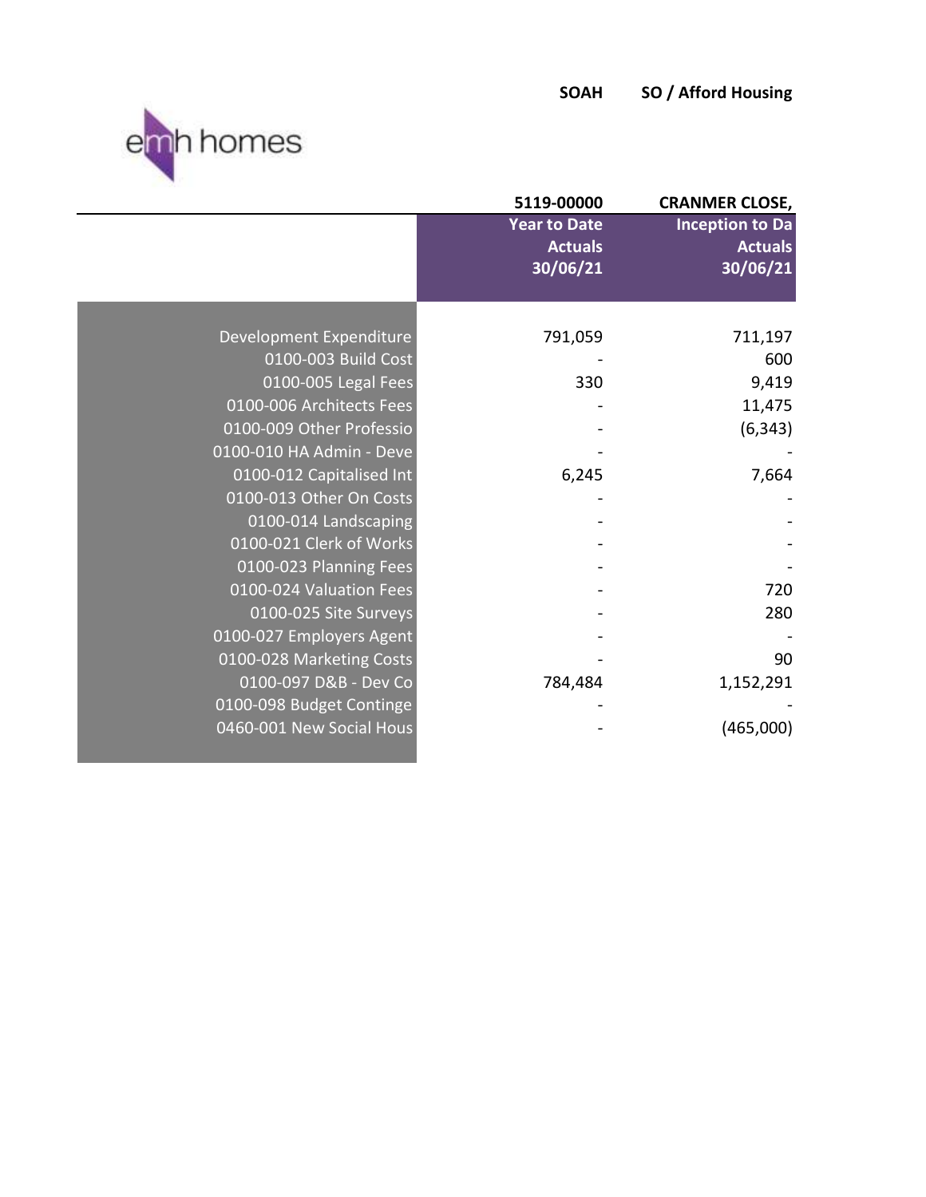**SOAH** **SO / Afford Housing**

emh homes

| | 5119-00000 | CRANMER CLOSE, |
|---|---|---|
| | **Year to Date Actuals 30/06/21** | **Inception to Da Actuals 30/06/21** |
| Development Expenditure | 791,059 | 711,197 |
| 0100-003 Build Cost | - | 600 |
| 0100-005 Legal Fees | 330 | 9,419 |
| 0100-006 Architects Fees | - | 11,475 |
| 0100-009 Other Professio | - | (6,343) |
| 0100-010 HA Admin - Deve | - | - |
| 0100-012 Capitalised Int | 6,245 | 7,664 |
| 0100-013 Other On Costs | - | - |
| 0100-014 Landscaping | - | - |
| 0100-021 Clerk of Works | - | - |
| 0100-023 Planning Fees | - | - |
| 0100-024 Valuation Fees | - | 720 |
| 0100-025 Site Surveys | - | 280 |
| 0100-027 Employers Agent | - | - |
| 0100-028 Marketing Costs | - | 90 |
| 0100-097 D&B - Dev Co | 784,484 | 1,152,291 |
| 0100-098 Budget Continge | - | - |
| 0460-001 New Social Hous | - | (465,000) |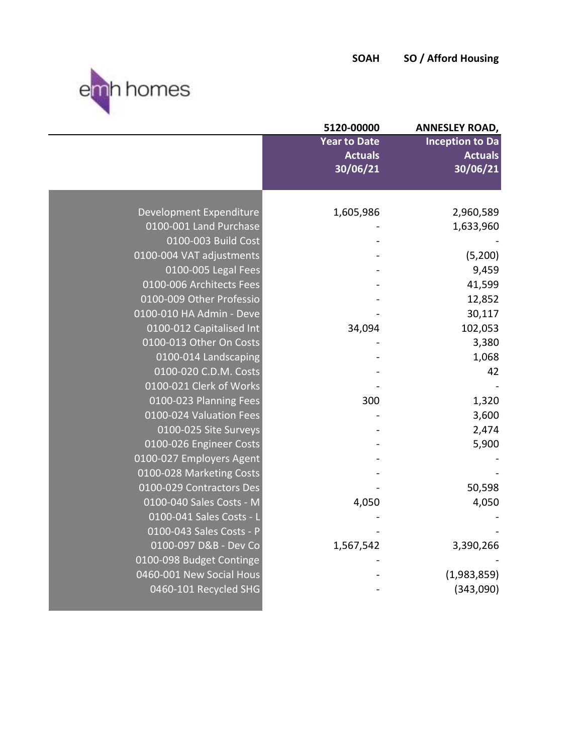**SOAH** **SO / Afford Housing**

emh homes

| | 5120-00000 | ANNESLEY ROAD, |
|---|---|---|
| | **Year to Date Actuals 30/06/21** | **Inception to Da Actuals 30/06/21** |
| Development Expenditure | 1,605,986 | 2,960,589 |
| 0100-001 Land Purchase | - | 1,633,960 |
| 0100-003 Build Cost | - | - |
| 0100-004 VAT adjustments | - | (5,200) |
| 0100-005 Legal Fees | - | 9,459 |
| 0100-006 Architects Fees | - | 41,599 |
| 0100-009 Other Professio | - | 12,852 |
| 0100-010 HA Admin - Deve | - | 30,117 |
| 0100-012 Capitalised Int | 34,094 | 102,053 |
| 0100-013 Other On Costs | - | 3,380 |
| 0100-014 Landscaping | - | 1,068 |
| 0100-020 C.D.M. Costs | - | 42 |
| 0100-021 Clerk of Works | - | - |
| 0100-023 Planning Fees | 300 | 1,320 |
| 0100-024 Valuation Fees | - | 3,600 |
| 0100-025 Site Surveys | - | 2,474 |
| 0100-026 Engineer Costs | - | 5,900 |
| 0100-027 Employers Agent | - | - |
| 0100-028 Marketing Costs | - | - |
| 0100-029 Contractors Des | - | 50,598 |
| 0100-040 Sales Costs - M | 4,050 | 4,050 |
| 0100-041 Sales Costs - L | - | - |
| 0100-043 Sales Costs - P | - | - |
| 0100-097 D&B - Dev Co | 1,567,542 | 3,390,266 |
| 0100-098 Budget Continge | - | - |
| 0460-001 New Social Hous | - | (1,983,859) |
| 0460-101 Recycled SHG | - | (343,090) |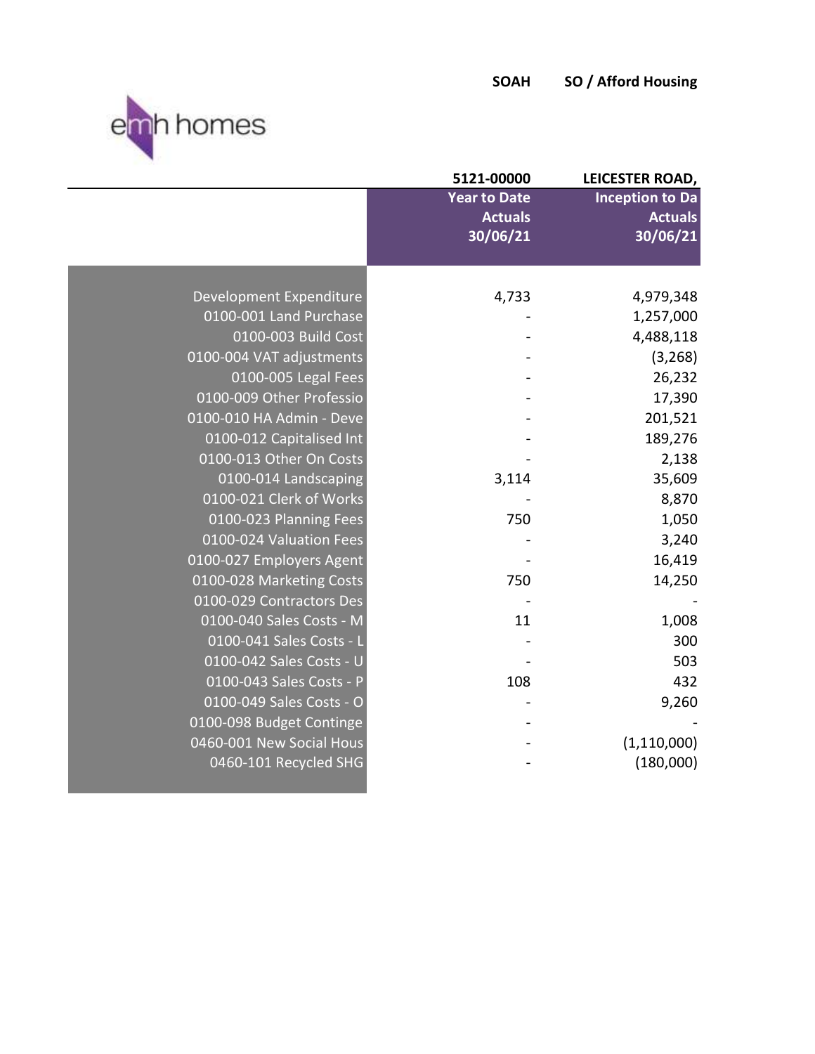emh homes

**SOAH** **SO / Afford Housing**

| | **5121-00000** | **LEICESTER ROAD,** |
|---|---|---|
| | **Year to Date Actuals 30/06/21** | **Inception to Da Actuals 30/06/21** |
| Development Expenditure | 4,733 | 4,979,348 |
| 0100-001 Land Purchase | - | 1,257,000 |
| 0100-003 Build Cost | - | 4,488,118 |
| 0100-004 VAT adjustments | - | (3,268) |
| 0100-005 Legal Fees | - | 26,232 |
| 0100-009 Other Professio | - | 17,390 |
| 0100-010 HA Admin - Deve | - | 201,521 |
| 0100-012 Capitalised Int | - | 189,276 |
| 0100-013 Other On Costs | - | 2,138 |
| 0100-014 Landscaping | 3,114 | 35,609 |
| 0100-021 Clerk of Works | - | 8,870 |
| 0100-023 Planning Fees | 750 | 1,050 |
| 0100-024 Valuation Fees | - | 3,240 |
| 0100-027 Employers Agent | - | 16,419 |
| 0100-028 Marketing Costs | 750 | 14,250 |
| 0100-029 Contractors Des | - | - |
| 0100-040 Sales Costs - M | 11 | 1,008 |
| 0100-041 Sales Costs - L | - | 300 |
| 0100-042 Sales Costs - U | - | 503 |
| 0100-043 Sales Costs - P | 108 | 432 |
| 0100-049 Sales Costs - O | - | 9,260 |
| 0100-098 Budget Continge | - | - |
| 0460-001 New Social Hous | - | (1,110,000) |
| 0460-101 Recycled SHG | - | (180,000) |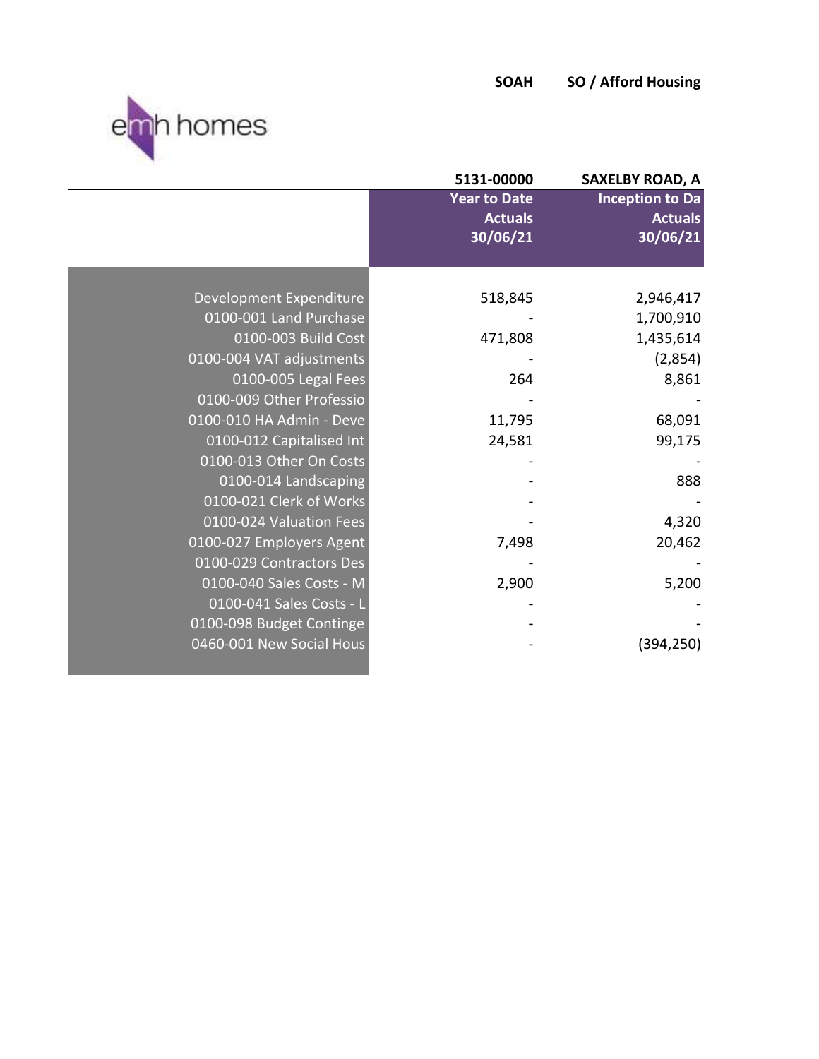emh homes

**SOAH** **SO / Afford Housing**

| | 5131-00000 | SAXELBY ROAD, A |
|---|---|---|
| | **Year to Date Actuals 30/06/21** | **Inception to Da Actuals 30/06/21** |
| Development Expenditure | 518,845 | 2,946,417 |
| 0100-001 Land Purchase | - | 1,700,910 |
| 0100-003 Build Cost | 471,808 | 1,435,614 |
| 0100-004 VAT adjustments | - | (2,854) |
| 0100-005 Legal Fees | 264 | 8,861 |
| 0100-009 Other Professio | - | - |
| 0100-010 HA Admin - Deve | 11,795 | 68,091 |
| 0100-012 Capitalised Int | 24,581 | 99,175 |
| 0100-013 Other On Costs | - | - |
| 0100-014 Landscaping | - | 888 |
| 0100-021 Clerk of Works | - | - |
| 0100-024 Valuation Fees | - | 4,320 |
| 0100-027 Employers Agent | 7,498 | 20,462 |
| 0100-029 Contractors Des | - | - |
| 0100-040 Sales Costs - M | 2,900 | 5,200 |
| 0100-041 Sales Costs - L | - | - |
| 0100-098 Budget Continge | - | - |
| 0460-001 New Social Hous | - | (394,250) |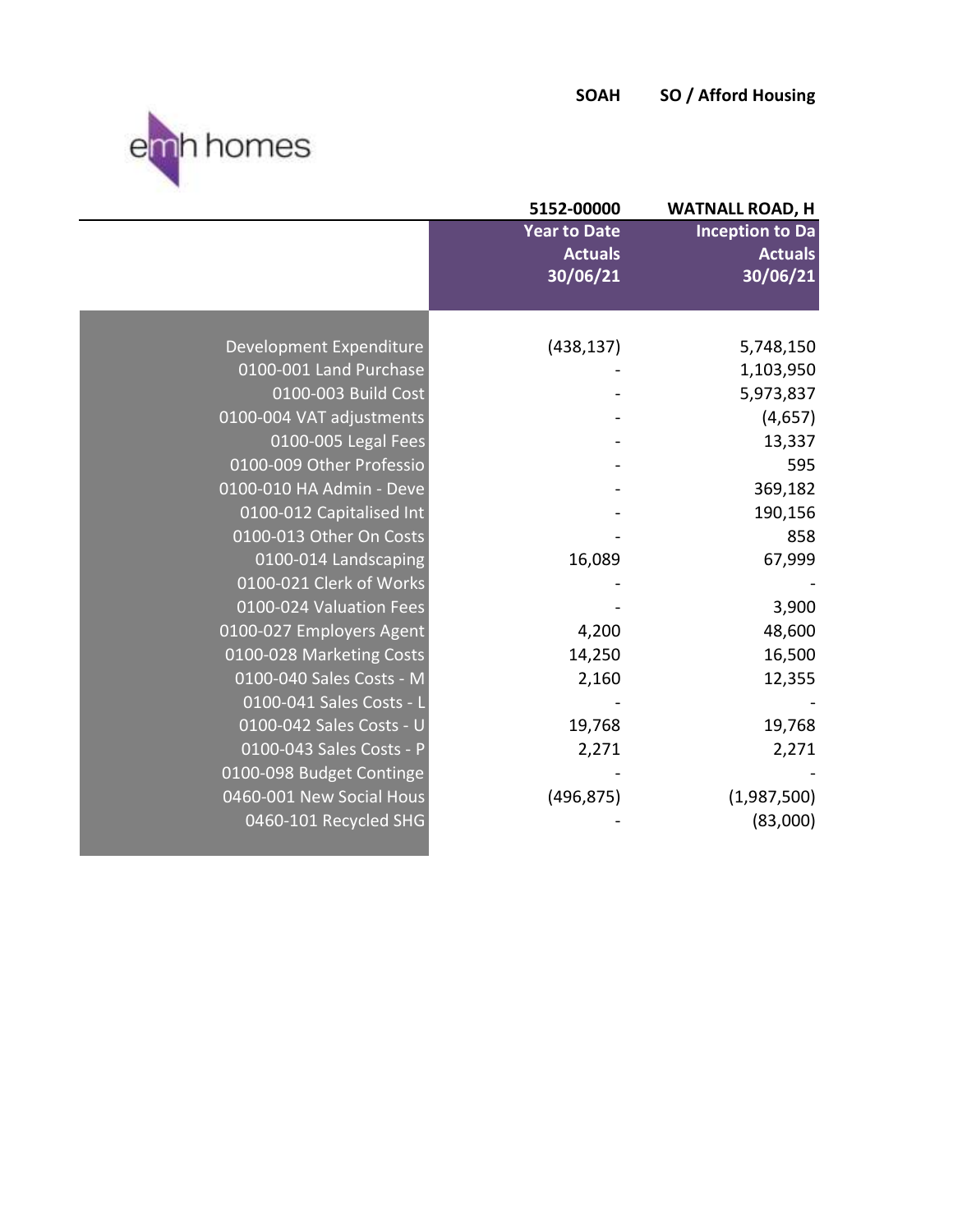emh homes

**SOAH** **SO / Afford Housing**

| | 5152-00000 | WATNALL ROAD, H |
|---|---|---|
| | Year to Date Actuals 30/06/21 | Inception to Da Actuals 30/06/21 |
| Development Expenditure | (438,137) | 5,748,150 |
| 0100-001 Land Purchase | - | 1,103,950 |
| 0100-003 Build Cost | - | 5,973,837 |
| 0100-004 VAT adjustments | - | (4,657) |
| 0100-005 Legal Fees | - | 13,337 |
| 0100-009 Other Professio | - | 595 |
| 0100-010 HA Admin - Deve | - | 369,182 |
| 0100-012 Capitalised Int | - | 190,156 |
| 0100-013 Other On Costs | - | 858 |
| 0100-014 Landscaping | 16,089 | 67,999 |
| 0100-021 Clerk of Works | - | - |
| 0100-024 Valuation Fees | - | 3,900 |
| 0100-027 Employers Agent | 4,200 | 48,600 |
| 0100-028 Marketing Costs | 14,250 | 16,500 |
| 0100-040 Sales Costs - M | 2,160 | 12,355 |
| 0100-041 Sales Costs - L | - | - |
| 0100-042 Sales Costs - U | 19,768 | 19,768 |
| 0100-043 Sales Costs - P | 2,271 | 2,271 |
| 0100-098 Budget Continge | - | - |
| 0460-001 New Social Hous | (496,875) | (1,987,500) |
| 0460-101 Recycled SHG | - | (83,000) |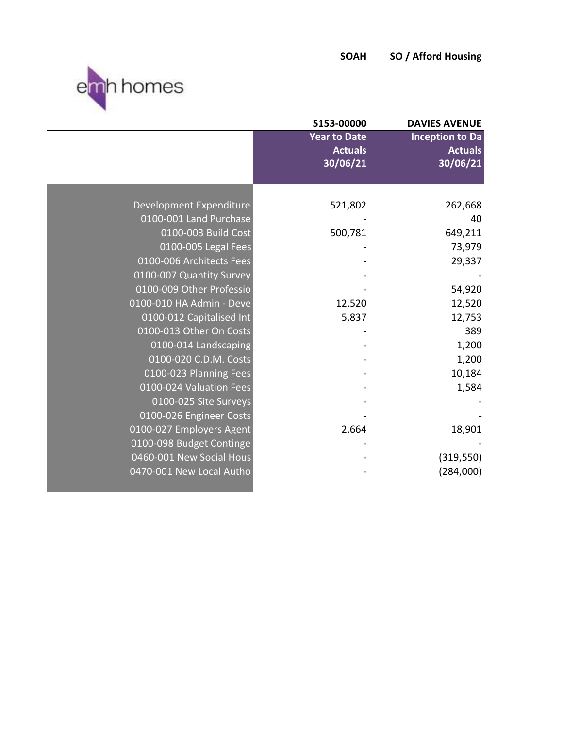emh homes

**SOAH** **SO / Afford Housing**

| | **5153-00000** | **DAVIES AVENUE** |
|---|---|---|
| | **Year to Date Actuals 30/06/21** | **Inception to Da Actuals 30/06/21** |
| Development Expenditure | 521,802 | 262,668 |
| 0100-001 Land Purchase | - | 40 |
| 0100-003 Build Cost | 500,781 | 649,211 |
| 0100-005 Legal Fees | - | 73,979 |
| 0100-006 Architects Fees | - | 29,337 |
| 0100-007 Quantity Survey | - | - |
| 0100-009 Other Professio | - | 54,920 |
| 0100-010 HA Admin - Deve | 12,520 | 12,520 |
| 0100-012 Capitalised Int | 5,837 | 12,753 |
| 0100-013 Other On Costs | - | 389 |
| 0100-014 Landscaping | - | 1,200 |
| 0100-020 C.D.M. Costs | - | 1,200 |
| 0100-023 Planning Fees | - | 10,184 |
| 0100-024 Valuation Fees | - | 1,584 |
| 0100-025 Site Surveys | - | - |
| 0100-026 Engineer Costs | - | - |
| 0100-027 Employers Agent | 2,664 | 18,901 |
| 0100-098 Budget Continge | - | - |
| 0460-001 New Social Hous | - | (319,550) |
| 0470-001 New Local Autho | - | (284,000) |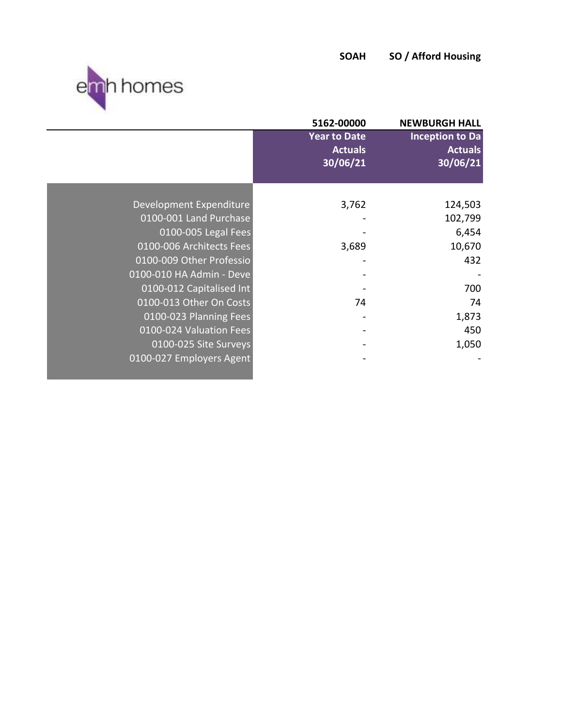**SOAH** **SO / Afford Housing**

emh homes

| | 5162-00000 | NEWBURGH HALL |
|---|---|---|
| | Year to Date Actuals 30/06/21 | Inception to Da Actuals 30/06/21 |
| Development Expenditure | 3,762 | 124,503 |
| 0100-001 Land Purchase | - | 102,799 |
| 0100-005 Legal Fees | - | 6,454 |
| 0100-006 Architects Fees | 3,689 | 10,670 |
| 0100-009 Other Professio | - | 432 |
| 0100-010 HA Admin - Deve | - | - |
| 0100-012 Capitalised Int | - | 700 |
| 0100-013 Other On Costs | 74 | 74 |
| 0100-023 Planning Fees | - | 1,873 |
| 0100-024 Valuation Fees | - | 450 |
| 0100-025 Site Surveys | - | 1,050 |
| 0100-027 Employers Agent | - | - |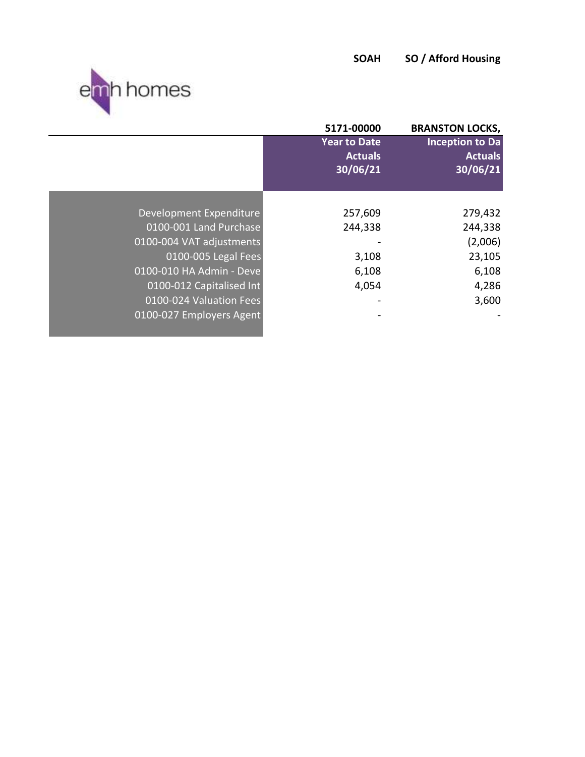**SOAH** **SO / Afford Housing**

emh homes

| | 5171-00000 | BRANSTON LOCKS, |
|---|---|---|
| | Year to Date Actuals 30/06/21 | Inception to Da Actuals 30/06/21 |
| Development Expenditure | 257,609 | 279,432 |
| 0100-001 Land Purchase | 244,338 | 244,338 |
| 0100-004 VAT adjustments | - | (2,006) |
| 0100-005 Legal Fees | 3,108 | 23,105 |
| 0100-010 HA Admin - Deve | 6,108 | 6,108 |
| 0100-012 Capitalised Int | 4,054 | 4,286 |
| 0100-024 Valuation Fees | - | 3,600 |
| 0100-027 Employers Agent | - | - |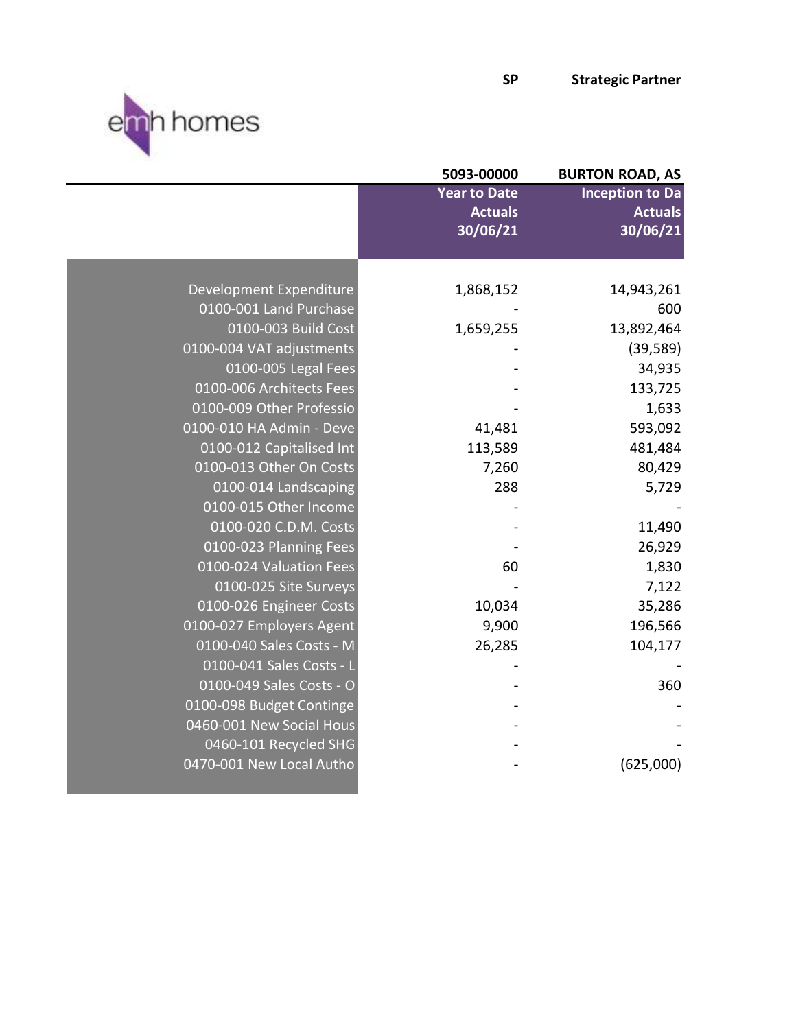**SP** **Strategic Partner**

emh homes

| | 5093-00000 | BURTON ROAD, AS |
|---|---|---|
| | Year to Date Actuals 30/06/21 | Inception to Da Actuals 30/06/21 |
| Development Expenditure | 1,868,152 | 14,943,261 |
| 0100-001 Land Purchase | - | 600 |
| 0100-003 Build Cost | 1,659,255 | 13,892,464 |
| 0100-004 VAT adjustments | - | (39,589) |
| 0100-005 Legal Fees | - | 34,935 |
| 0100-006 Architects Fees | - | 133,725 |
| 0100-009 Other Professio | - | 1,633 |
| 0100-010 HA Admin - Deve | 41,481 | 593,092 |
| 0100-012 Capitalised Int | 113,589 | 481,484 |
| 0100-013 Other On Costs | 7,260 | 80,429 |
| 0100-014 Landscaping | 288 | 5,729 |
| 0100-015 Other Income | - | - |
| 0100-020 C.D.M. Costs | - | 11,490 |
| 0100-023 Planning Fees | - | 26,929 |
| 0100-024 Valuation Fees | 60 | 1,830 |
| 0100-025 Site Surveys | - | 7,122 |
| 0100-026 Engineer Costs | 10,034 | 35,286 |
| 0100-027 Employers Agent | 9,900 | 196,566 |
| 0100-040 Sales Costs - M | 26,285 | 104,177 |
| 0100-041 Sales Costs - L | - | - |
| 0100-049 Sales Costs - O | - | 360 |
| 0100-098 Budget Continge | - | - |
| 0460-001 New Social Hous | - | - |
| 0460-101 Recycled SHG | - | - |
| 0470-001 New Local Autho | - | (625,000) |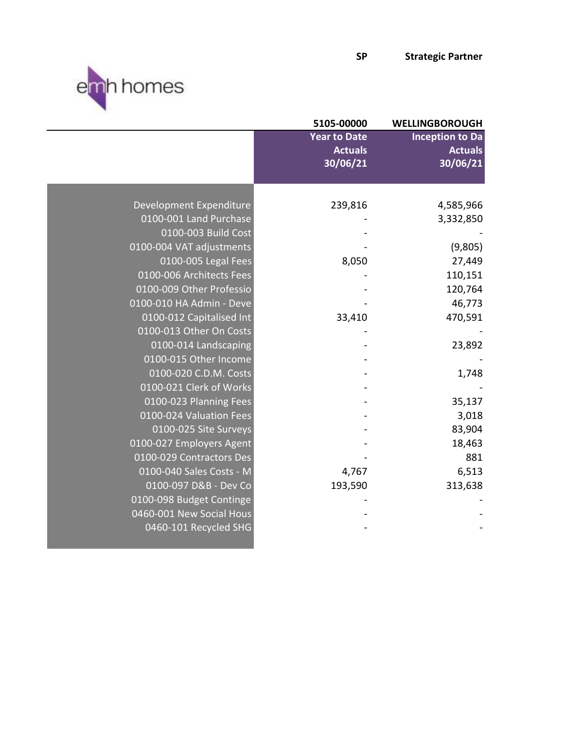SP Strategic Partner

emh homes

| | 5105-00000 | WELLINGBOROUGH |
|---|---|---|
| | Year to Date Actuals 30/06/21 | Inception to Da Actuals 30/06/21 |
| Development Expenditure | 239,816 | 4,585,966 |
| 0100-001 Land Purchase | - | 3,332,850 |
| 0100-003 Build Cost | - | - |
| 0100-004 VAT adjustments | - | (9,805) |
| 0100-005 Legal Fees | 8,050 | 27,449 |
| 0100-006 Architects Fees | - | 110,151 |
| 0100-009 Other Professio | - | 120,764 |
| 0100-010 HA Admin - Deve | - | 46,773 |
| 0100-012 Capitalised Int | 33,410 | 470,591 |
| 0100-013 Other On Costs | - | - |
| 0100-014 Landscaping | - | 23,892 |
| 0100-015 Other Income | - | - |
| 0100-020 C.D.M. Costs | - | 1,748 |
| 0100-021 Clerk of Works | - | - |
| 0100-023 Planning Fees | - | 35,137 |
| 0100-024 Valuation Fees | - | 3,018 |
| 0100-025 Site Surveys | - | 83,904 |
| 0100-027 Employers Agent | - | 18,463 |
| 0100-029 Contractors Des | - | 881 |
| 0100-040 Sales Costs - M | 4,767 | 6,513 |
| 0100-097 D&B - Dev Co | 193,590 | 313,638 |
| 0100-098 Budget Continge | - | - |
| 0460-001 New Social Hous | - | - |
| 0460-101 Recycled SHG | - | - |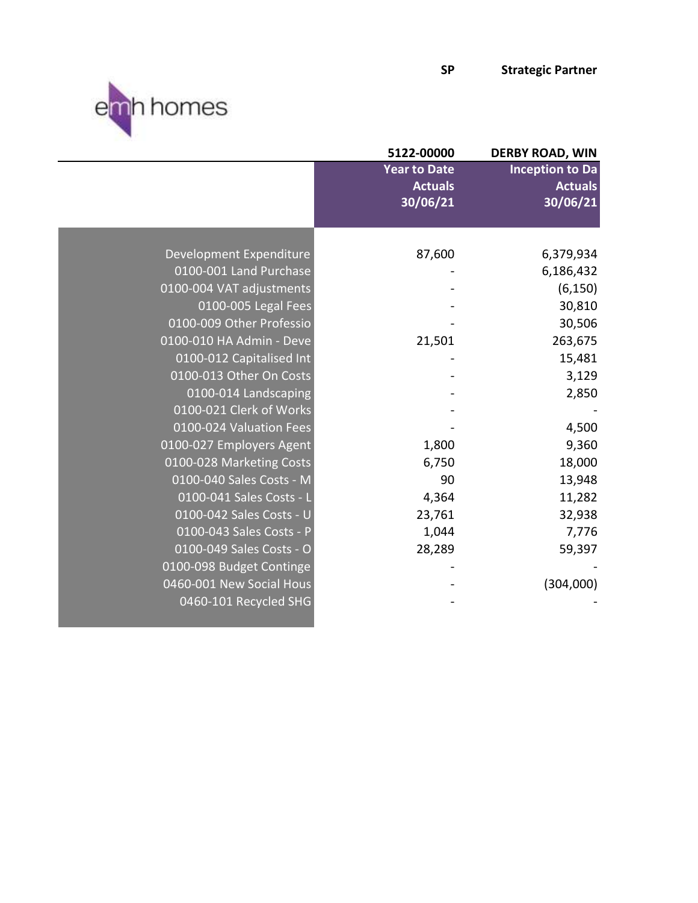emh homes

**SP** **Strategic Partner**

| | 5122-00000 | DERBY ROAD, WIN |
|---|---|---|
| | **Year to Date Actuals 30/06/21** | **Inception to Da Actuals 30/06/21** |
| Development Expenditure | 87,600 | 6,379,934 |
| 0100-001 Land Purchase | - | 6,186,432 |
| 0100-004 VAT adjustments | - | (6,150) |
| 0100-005 Legal Fees | - | 30,810 |
| 0100-009 Other Professio | - | 30,506 |
| 0100-010 HA Admin - Deve | 21,501 | 263,675 |
| 0100-012 Capitalised Int | - | 15,481 |
| 0100-013 Other On Costs | - | 3,129 |
| 0100-014 Landscaping | - | 2,850 |
| 0100-021 Clerk of Works | - | - |
| 0100-024 Valuation Fees | - | 4,500 |
| 0100-027 Employers Agent | 1,800 | 9,360 |
| 0100-028 Marketing Costs | 6,750 | 18,000 |
| 0100-040 Sales Costs - M | 90 | 13,948 |
| 0100-041 Sales Costs - L | 4,364 | 11,282 |
| 0100-042 Sales Costs - U | 23,761 | 32,938 |
| 0100-043 Sales Costs - P | 1,044 | 7,776 |
| 0100-049 Sales Costs - O | 28,289 | 59,397 |
| 0100-098 Budget Continge | - | - |
| 0460-001 New Social Hous | - | (304,000) |
| 0460-101 Recycled SHG | - | - |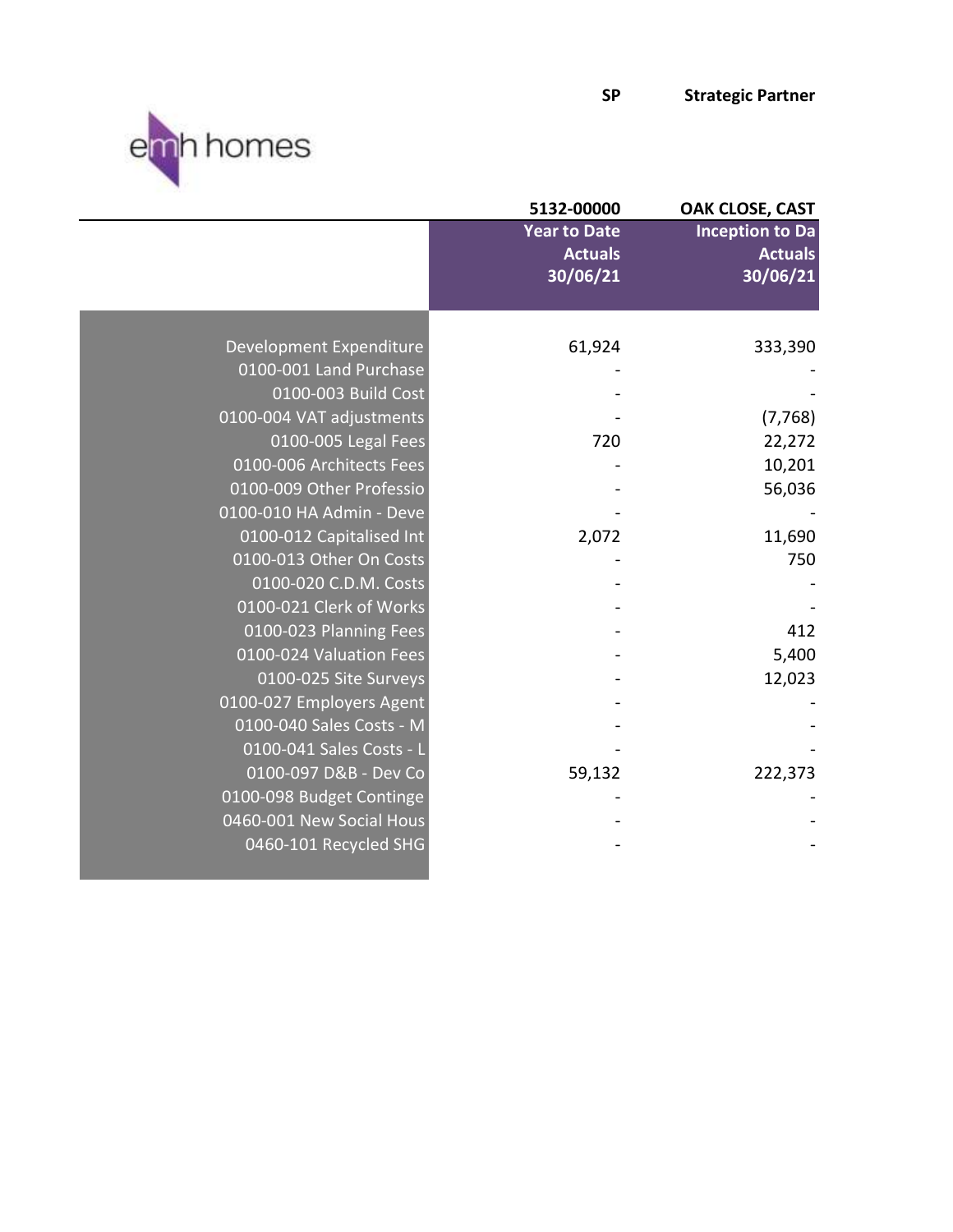emh homes

**SP** **Strategic Partner**

| | 5132-00000 | OAK CLOSE, CAST |
|---|---|---|
| | **Year to Date Actuals 30/06/21** | **Inception to Da Actuals 30/06/21** |
| Development Expenditure | 61,924 | 333,390 |
| 0100-001 Land Purchase | - | - |
| 0100-003 Build Cost | - | - |
| 0100-004 VAT adjustments | - | (7,768) |
| 0100-005 Legal Fees | 720 | 22,272 |
| 0100-006 Architects Fees | - | 10,201 |
| 0100-009 Other Professio | - | 56,036 |
| 0100-010 HA Admin - Deve | - | - |
| 0100-012 Capitalised Int | 2,072 | 11,690 |
| 0100-013 Other On Costs | - | 750 |
| 0100-020 C.D.M. Costs | - | - |
| 0100-021 Clerk of Works | - | - |
| 0100-023 Planning Fees | - | 412 |
| 0100-024 Valuation Fees | - | 5,400 |
| 0100-025 Site Surveys | - | 12,023 |
| 0100-027 Employers Agent | - | - |
| 0100-040 Sales Costs - M | - | - |
| 0100-041 Sales Costs - L | - | - |
| 0100-097 D&B - Dev Co | 59,132 | 222,373 |
| 0100-098 Budget Continge | - | - |
| 0460-001 New Social Hous | - | - |
| 0460-101 Recycled SHG | - | - |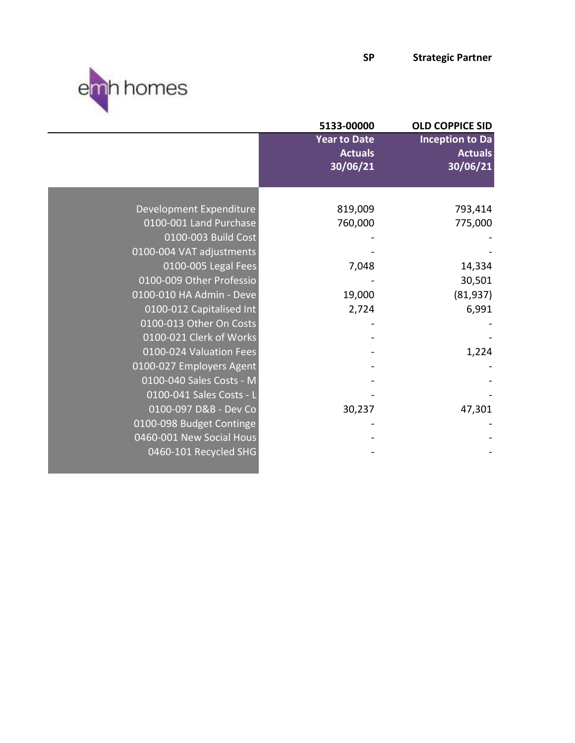emh homes

**SP** **Strategic Partner**

| | 5133-00000 | OLD COPPICE SID |
|---|---|---|
| | **Year to Date Actuals 30/06/21** | **Inception to Da Actuals 30/06/21** |
| Development Expenditure | 819,009 | 793,414 |
| 0100-001 Land Purchase | 760,000 | 775,000 |
| 0100-003 Build Cost | - | - |
| 0100-004 VAT adjustments | - | - |
| 0100-005 Legal Fees | 7,048 | 14,334 |
| 0100-009 Other Professio | - | 30,501 |
| 0100-010 HA Admin - Deve | 19,000 | (81,937) |
| 0100-012 Capitalised Int | 2,724 | 6,991 |
| 0100-013 Other On Costs | - | - |
| 0100-021 Clerk of Works | - | - |
| 0100-024 Valuation Fees | - | 1,224 |
| 0100-027 Employers Agent | - | - |
| 0100-040 Sales Costs - M | - | - |
| 0100-041 Sales Costs - L | - | - |
| 0100-097 D&B - Dev Co | 30,237 | 47,301 |
| 0100-098 Budget Continge | - | - |
| 0460-001 New Social Hous | - | - |
| 0460-101 Recycled SHG | - | - |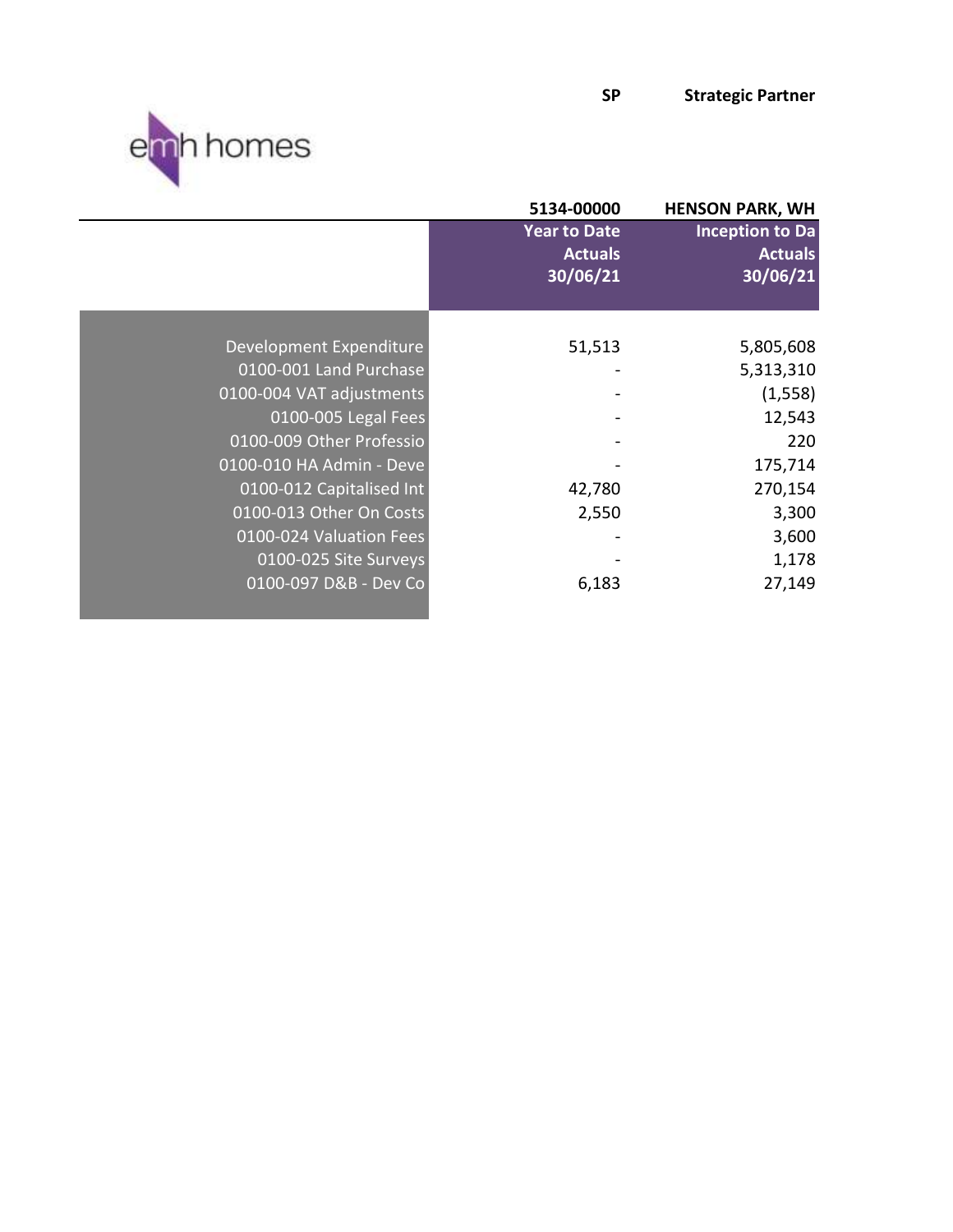**SP** **Strategic Partner**

emh homes

| | 5134-00000 | HENSON PARK, WH |
|---|---|---|
| | Year to Date Actuals 30/06/21 | Inception to Da Actuals 30/06/21 |
| Development Expenditure | 51,513 | 5,805,608 |
| 0100-001 Land Purchase | - | 5,313,310 |
| 0100-004 VAT adjustments | - | (1,558) |
| 0100-005 Legal Fees | - | 12,543 |
| 0100-009 Other Professio | - | 220 |
| 0100-010 HA Admin - Deve | - | 175,714 |
| 0100-012 Capitalised Int | 42,780 | 270,154 |
| 0100-013 Other On Costs | 2,550 | 3,300 |
| 0100-024 Valuation Fees | - | 3,600 |
| 0100-025 Site Surveys | - | 1,178 |
| 0100-097 D&B - Dev Co | 6,183 | 27,149 |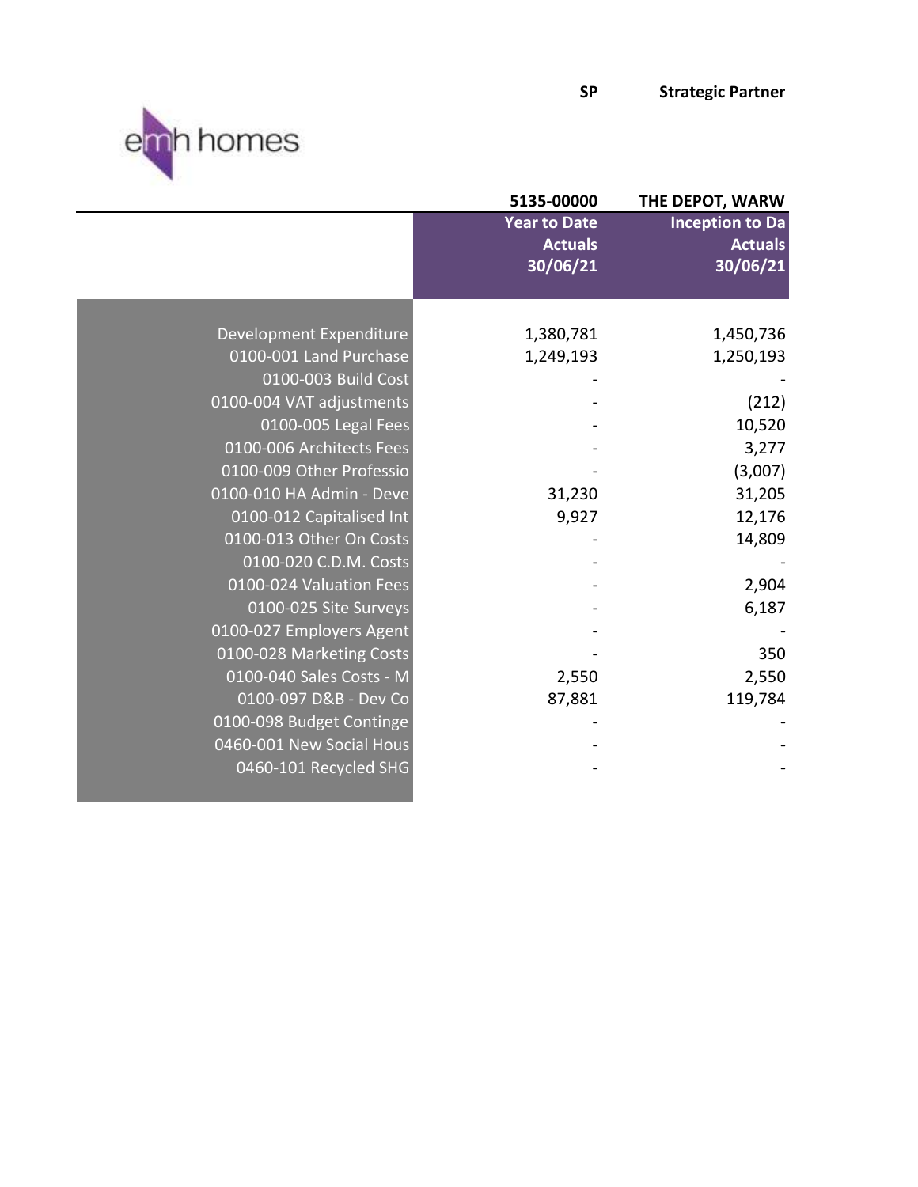**SP** **Strategic Partner**

emh homes

| | 5135-00000 | THE DEPOT, WARW |
|---|---|---|
| | **Year to Date Actuals 30/06/21** | **Inception to Da Actuals 30/06/21** |
| Development Expenditure | 1,380,781 | 1,450,736 |
| 0100-001 Land Purchase | 1,249,193 | 1,250,193 |
| 0100-003 Build Cost | - | - |
| 0100-004 VAT adjustments | - | (212) |
| 0100-005 Legal Fees | - | 10,520 |
| 0100-006 Architects Fees | - | 3,277 |
| 0100-009 Other Professio | - | (3,007) |
| 0100-010 HA Admin - Deve | 31,230 | 31,205 |
| 0100-012 Capitalised Int | 9,927 | 12,176 |
| 0100-013 Other On Costs | - | 14,809 |
| 0100-020 C.D.M. Costs | - | - |
| 0100-024 Valuation Fees | - | 2,904 |
| 0100-025 Site Surveys | - | 6,187 |
| 0100-027 Employers Agent | - | - |
| 0100-028 Marketing Costs | - | 350 |
| 0100-040 Sales Costs - M | 2,550 | 2,550 |
| 0100-097 D&B - Dev Co | 87,881 | 119,784 |
| 0100-098 Budget Continge | - | - |
| 0460-001 New Social Hous | - | - |
| 0460-101 Recycled SHG | - | - |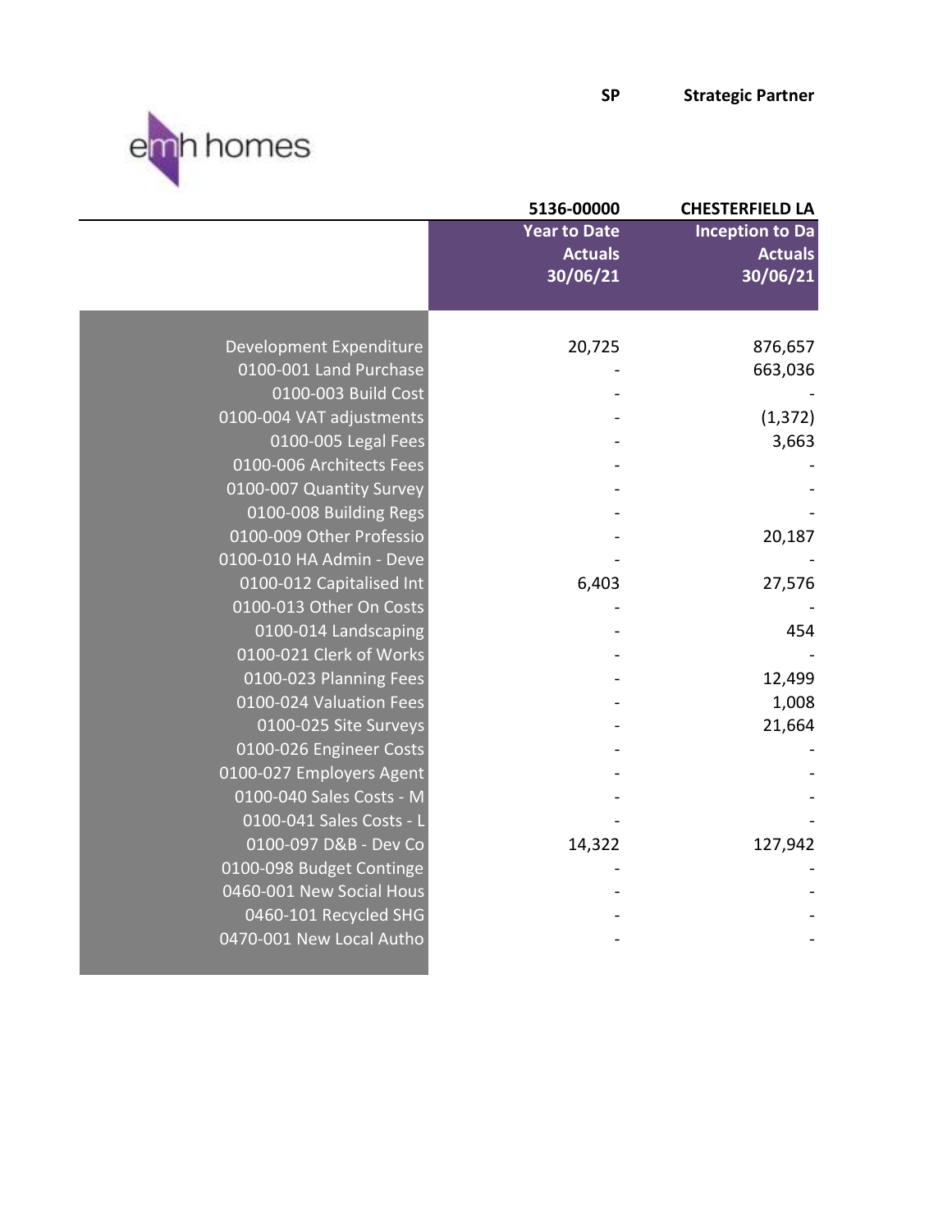emh homes

| | SP | Strategic Partner |
|---|---|---|
| | **5136-00000** | **CHESTERFIELD LA** |
| | **Year to Date Actuals 30/06/21** | **Inception to Da Actuals 30/06/21** |
| Development Expenditure | 20,725 | 876,657 |
| 0100-001 Land Purchase | - | 663,036 |
| 0100-003 Build Cost | - | - |
| 0100-004 VAT adjustments | - | (1,372) |
| 0100-005 Legal Fees | - | 3,663 |
| 0100-006 Architects Fees | - | - |
| 0100-007 Quantity Survey | - | - |
| 0100-008 Building Regs | - | - |
| 0100-009 Other Professio | - | 20,187 |
| 0100-010 HA Admin - Deve | - | - |
| 0100-012 Capitalised Int | 6,403 | 27,576 |
| 0100-013 Other On Costs | - | - |
| 0100-014 Landscaping | - | 454 |
| 0100-021 Clerk of Works | - | - |
| 0100-023 Planning Fees | - | 12,499 |
| 0100-024 Valuation Fees | - | 1,008 |
| 0100-025 Site Surveys | - | 21,664 |
| 0100-026 Engineer Costs | - | - |
| 0100-027 Employers Agent | - | - |
| 0100-040 Sales Costs - M | - | - |
| 0100-041 Sales Costs - L | - | - |
| 0100-097 D&B - Dev Co | 14,322 | 127,942 |
| 0100-098 Budget Continge | - | - |
| 0460-001 New Social Hous | - | - |
| 0460-101 Recycled SHG | - | - |
| 0470-001 New Local Autho | - | - |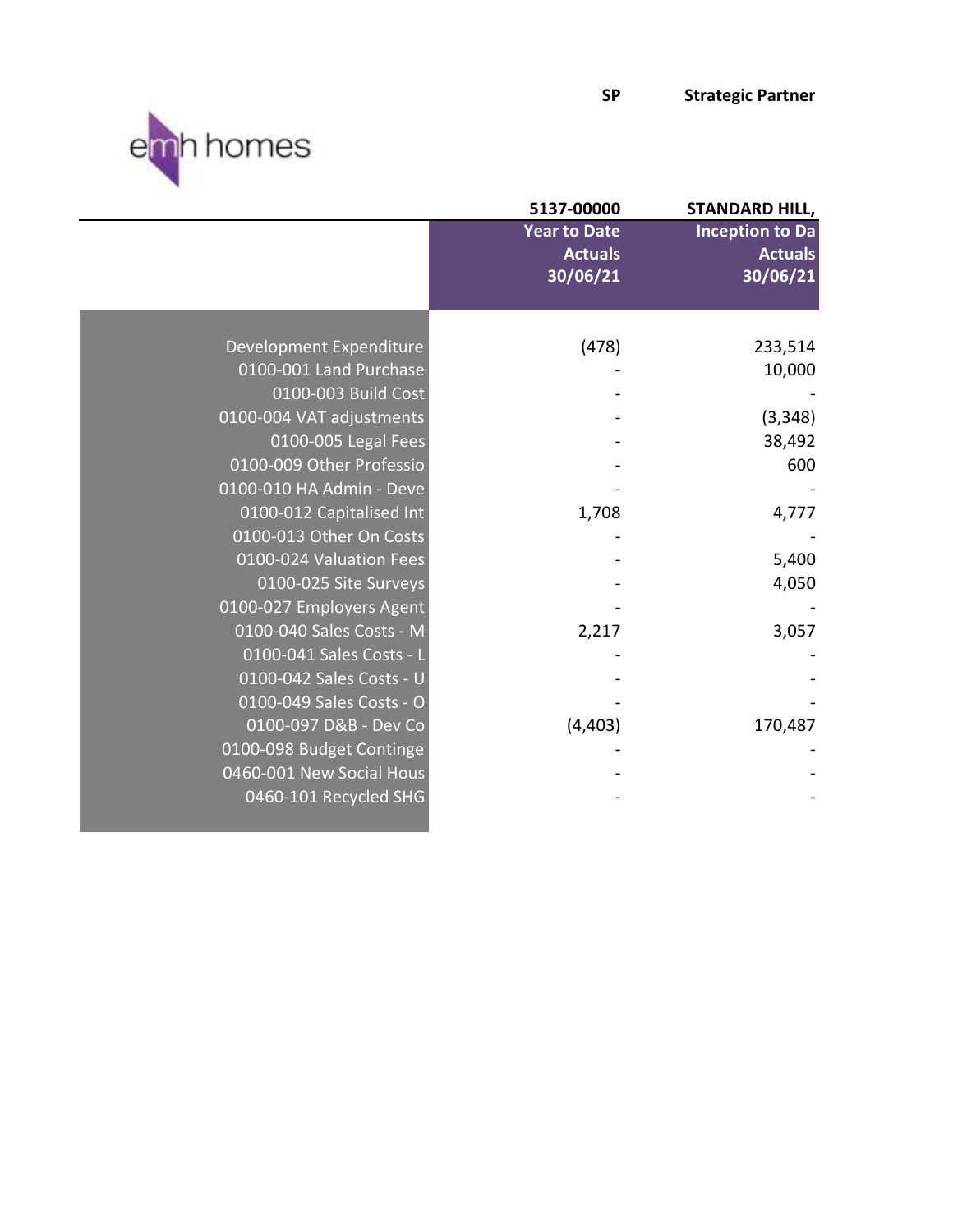emh homes

**SP** **Strategic Partner**

| | 5137-00000 | STANDARD HILL, |
|---|---|---|
| | **Year to Date Actuals 30/06/21** | **Inception to Da Actuals 30/06/21** |
| Development Expenditure | (478) | 233,514 |
| 0100-001 Land Purchase | - | 10,000 |
| 0100-003 Build Cost | - | - |
| 0100-004 VAT adjustments | - | (3,348) |
| 0100-005 Legal Fees | - | 38,492 |
| 0100-009 Other Professio | - | 600 |
| 0100-010 HA Admin - Deve | - | - |
| 0100-012 Capitalised Int | 1,708 | 4,777 |
| 0100-013 Other On Costs | - | - |
| 0100-024 Valuation Fees | - | 5,400 |
| 0100-025 Site Surveys | - | 4,050 |
| 0100-027 Employers Agent | - | - |
| 0100-040 Sales Costs - M | 2,217 | 3,057 |
| 0100-041 Sales Costs - L | - | - |
| 0100-042 Sales Costs - U | - | - |
| 0100-049 Sales Costs - O | - | - |
| 0100-097 D&B - Dev Co | (4,403) | 170,487 |
| 0100-098 Budget Continge | - | - |
| 0460-001 New Social Hous | - | - |
| 0460-101 Recycled SHG | - | - |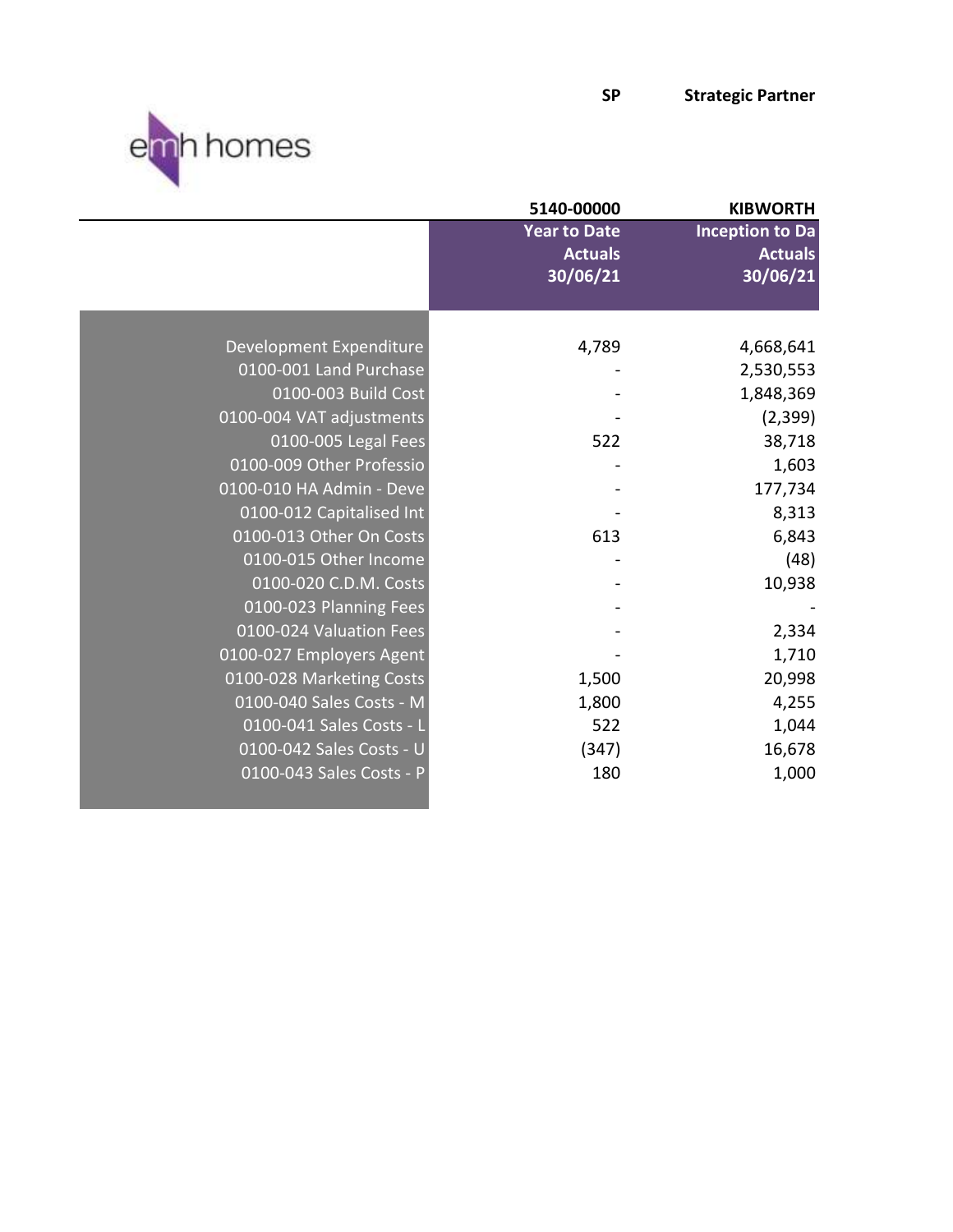SP Strategic Partner

emh homes

| | 5140-00000 | KIBWORTH |
|---|---|---|
| | **Year to Date Actuals 30/06/21** | **Inception to Da Actuals 30/06/21** |
| Development Expenditure | 4,789 | 4,668,641 |
| 0100-001 Land Purchase | - | 2,530,553 |
| 0100-003 Build Cost | - | 1,848,369 |
| 0100-004 VAT adjustments | - | (2,399) |
| 0100-005 Legal Fees | 522 | 38,718 |
| 0100-009 Other Professio | - | 1,603 |
| 0100-010 HA Admin - Deve | - | 177,734 |
| 0100-012 Capitalised Int | - | 8,313 |
| 0100-013 Other On Costs | 613 | 6,843 |
| 0100-015 Other Income | - | (48) |
| 0100-020 C.D.M. Costs | - | 10,938 |
| 0100-023 Planning Fees | - | - |
| 0100-024 Valuation Fees | - | 2,334 |
| 0100-027 Employers Agent | - | 1,710 |
| 0100-028 Marketing Costs | 1,500 | 20,998 |
| 0100-040 Sales Costs - M | 1,800 | 4,255 |
| 0100-041 Sales Costs - L | 522 | 1,044 |
| 0100-042 Sales Costs - U | (347) | 16,678 |
| 0100-043 Sales Costs - P | 180 | 1,000 |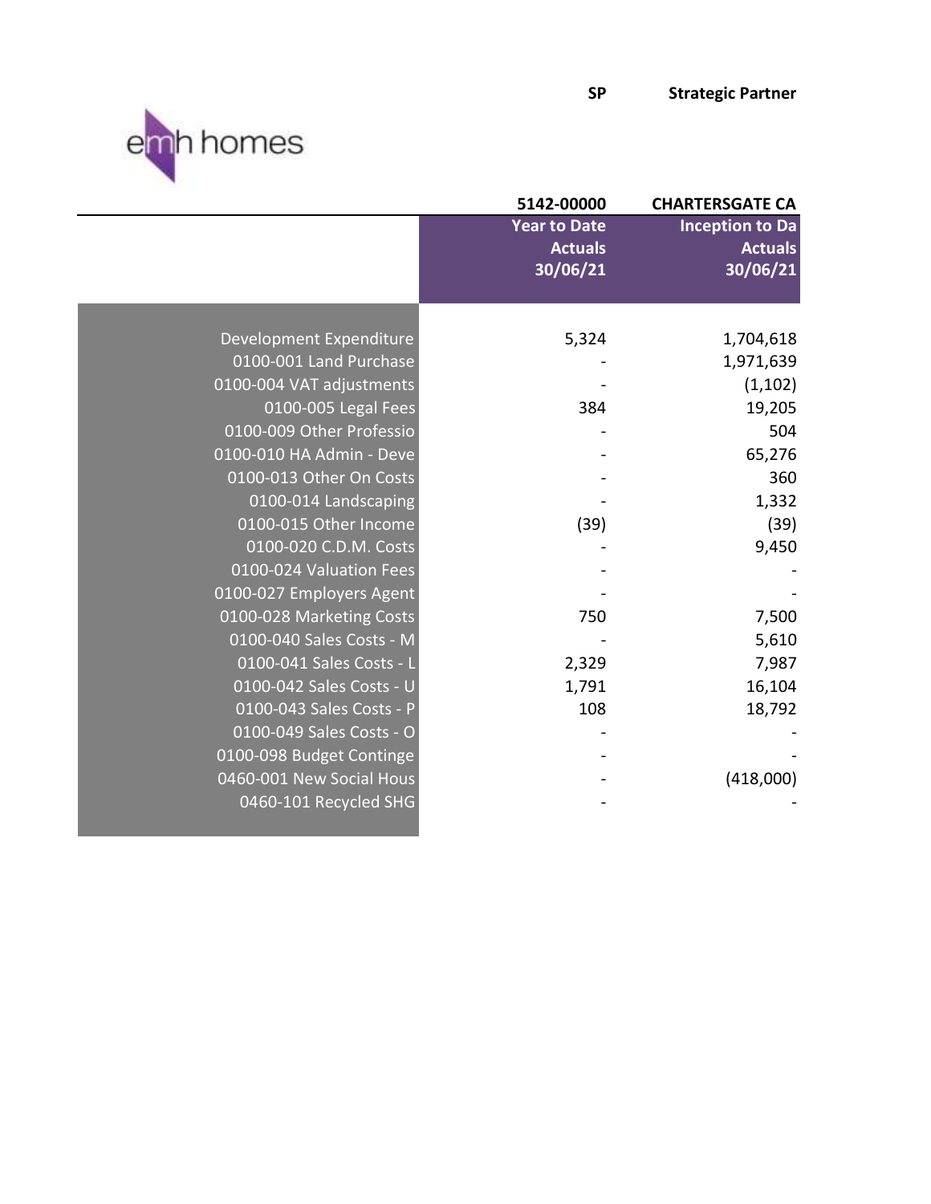SP Strategic Partner

emh homes

| | 5142-00000 | CHARTERSGATE CA |
|---|---|---|
| | Year to Date Actuals 30/06/21 | Inception to Da Actuals 30/06/21 |
| Development Expenditure | 5,324 | 1,704,618 |
| 0100-001 Land Purchase | - | 1,971,639 |
| 0100-004 VAT adjustments | - | (1,102) |
| 0100-005 Legal Fees | 384 | 19,205 |
| 0100-009 Other Professio | - | 504 |
| 0100-010 HA Admin - Deve | - | 65,276 |
| 0100-013 Other On Costs | - | 360 |
| 0100-014 Landscaping | - | 1,332 |
| 0100-015 Other Income | (39) | (39) |
| 0100-020 C.D.M. Costs | - | 9,450 |
| 0100-024 Valuation Fees | - | - |
| 0100-027 Employers Agent | - | - |
| 0100-028 Marketing Costs | 750 | 7,500 |
| 0100-040 Sales Costs - M | - | 5,610 |
| 0100-041 Sales Costs - L | 2,329 | 7,987 |
| 0100-042 Sales Costs - U | 1,791 | 16,104 |
| 0100-043 Sales Costs - P | 108 | 18,792 |
| 0100-049 Sales Costs - O | - | - |
| 0100-098 Budget Continge | - | - |
| 0460-001 New Social Hous | - | (418,000) |
| 0460-101 Recycled SHG | - | - |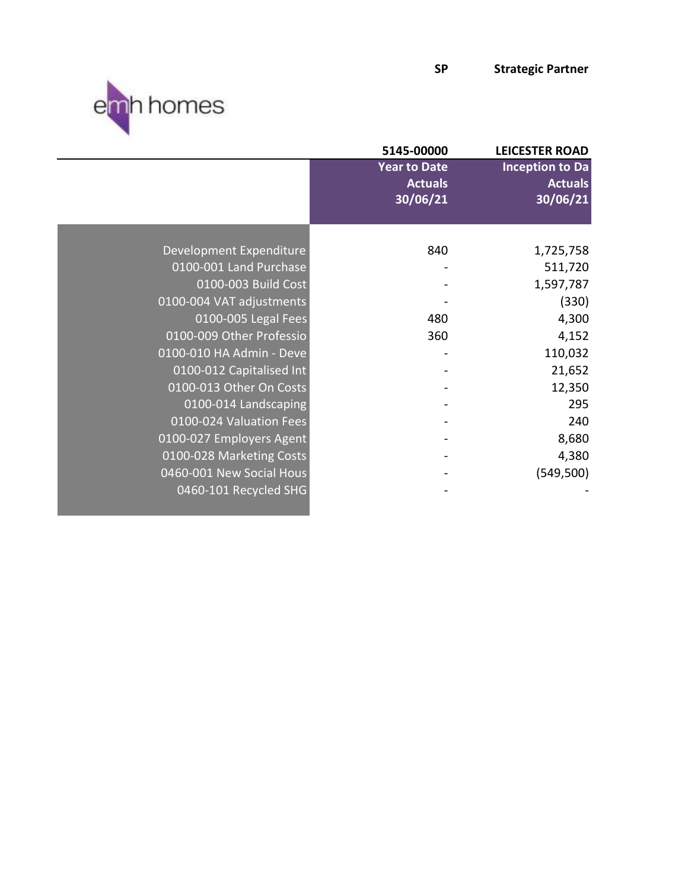SP Strategic Partner

emh homes

| | 5145-00000 | LEICESTER ROAD |
|---|---|---|
| | Year to Date Actuals 30/06/21 | Inception to Da Actuals 30/06/21 |
| Development Expenditure | 840 | 1,725,758 |
| 0100-001 Land Purchase | - | 511,720 |
| 0100-003 Build Cost | - | 1,597,787 |
| 0100-004 VAT adjustments | - | (330) |
| 0100-005 Legal Fees | 480 | 4,300 |
| 0100-009 Other Professio | 360 | 4,152 |
| 0100-010 HA Admin - Deve | - | 110,032 |
| 0100-012 Capitalised Int | - | 21,652 |
| 0100-013 Other On Costs | - | 12,350 |
| 0100-014 Landscaping | - | 295 |
| 0100-024 Valuation Fees | - | 240 |
| 0100-027 Employers Agent | - | 8,680 |
| 0100-028 Marketing Costs | - | 4,380 |
| 0460-001 New Social Hous | - | (549,500) |
| 0460-101 Recycled SHG | - | - |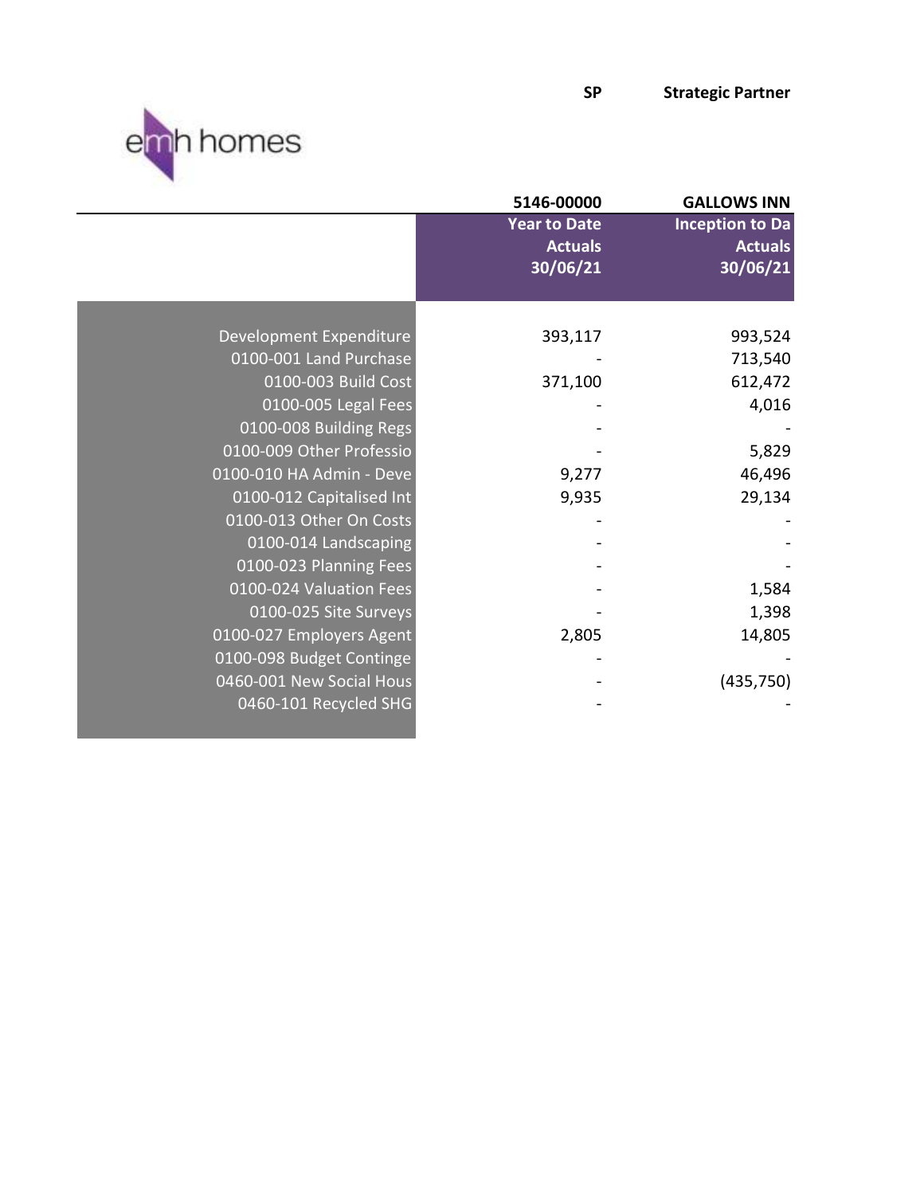**SP** **Strategic Partner**

emh homes

| | 5146-00000 | GALLOWS INN |
|---|---|---|
| | Year to Date Actuals 30/06/21 | Inception to Da Actuals 30/06/21 |
| Development Expenditure | 393,117 | 993,524 |
| 0100-001 Land Purchase | - | 713,540 |
| 0100-003 Build Cost | 371,100 | 612,472 |
| 0100-005 Legal Fees | - | 4,016 |
| 0100-008 Building Regs | - | - |
| 0100-009 Other Professio | - | 5,829 |
| 0100-010 HA Admin - Deve | 9,277 | 46,496 |
| 0100-012 Capitalised Int | 9,935 | 29,134 |
| 0100-013 Other On Costs | - | - |
| 0100-014 Landscaping | - | - |
| 0100-023 Planning Fees | - | - |
| 0100-024 Valuation Fees | - | 1,584 |
| 0100-025 Site Surveys | - | 1,398 |
| 0100-027 Employers Agent | 2,805 | 14,805 |
| 0100-098 Budget Continge | - | - |
| 0460-001 New Social Hous | - | (435,750) |
| 0460-101 Recycled SHG | - | - |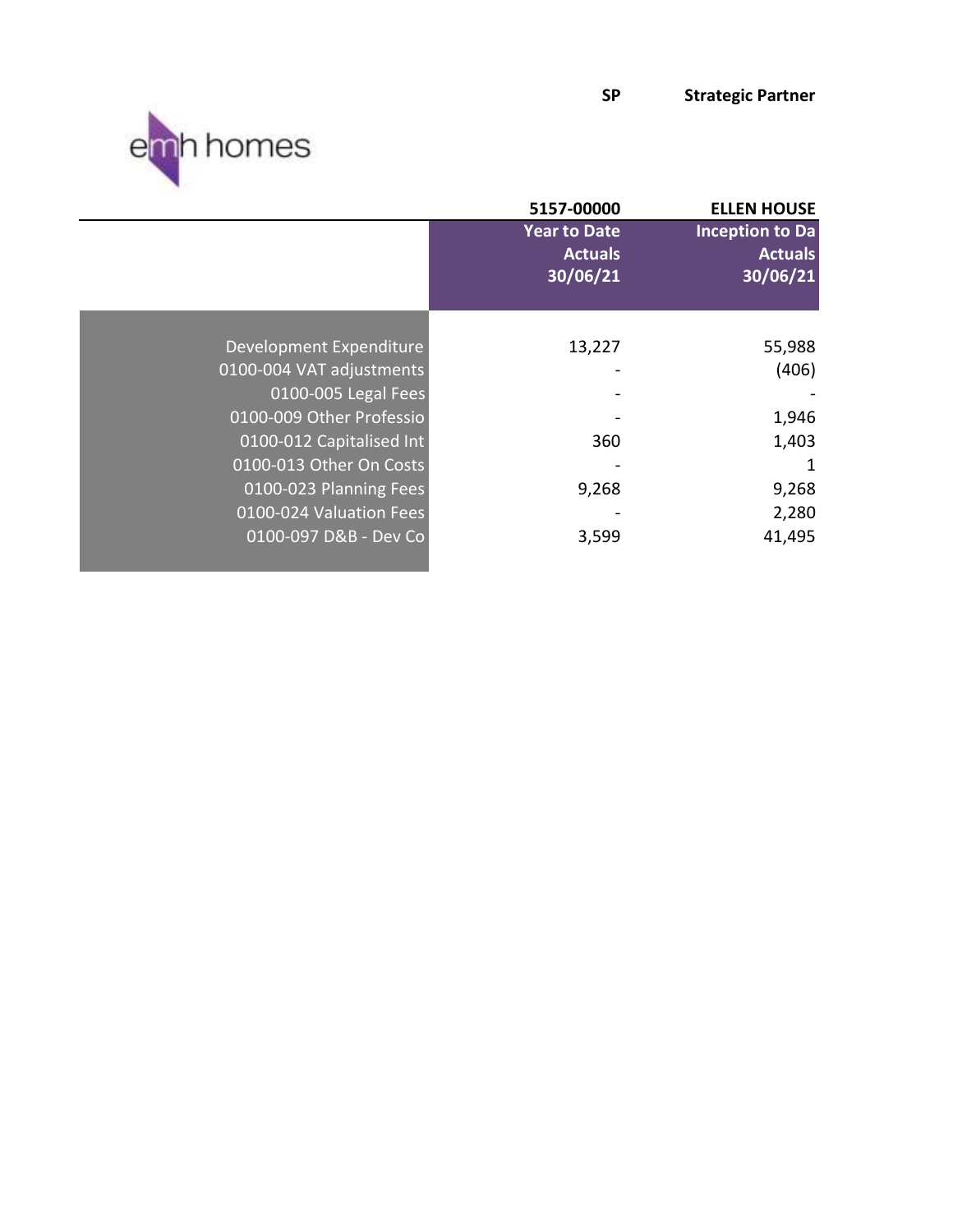emh homes

**SP** **Strategic Partner**

| | 5157-00000 | ELLEN HOUSE |
|---|---|---|
| | **Year to Date Actuals 30/06/21** | **Inception to Da Actuals 30/06/21** |
| Development Expenditure | 13,227 | 55,988 |
| 0100-004 VAT adjustments | - | (406) |
| 0100-005 Legal Fees | - | - |
| 0100-009 Other Professio | - | 1,946 |
| 0100-012 Capitalised Int | 360 | 1,403 |
| 0100-013 Other On Costs | - | 1 |
| 0100-023 Planning Fees | 9,268 | 9,268 |
| 0100-024 Valuation Fees | - | 2,280 |
| 0100-097 D&B - Dev Co | 3,599 | 41,495 |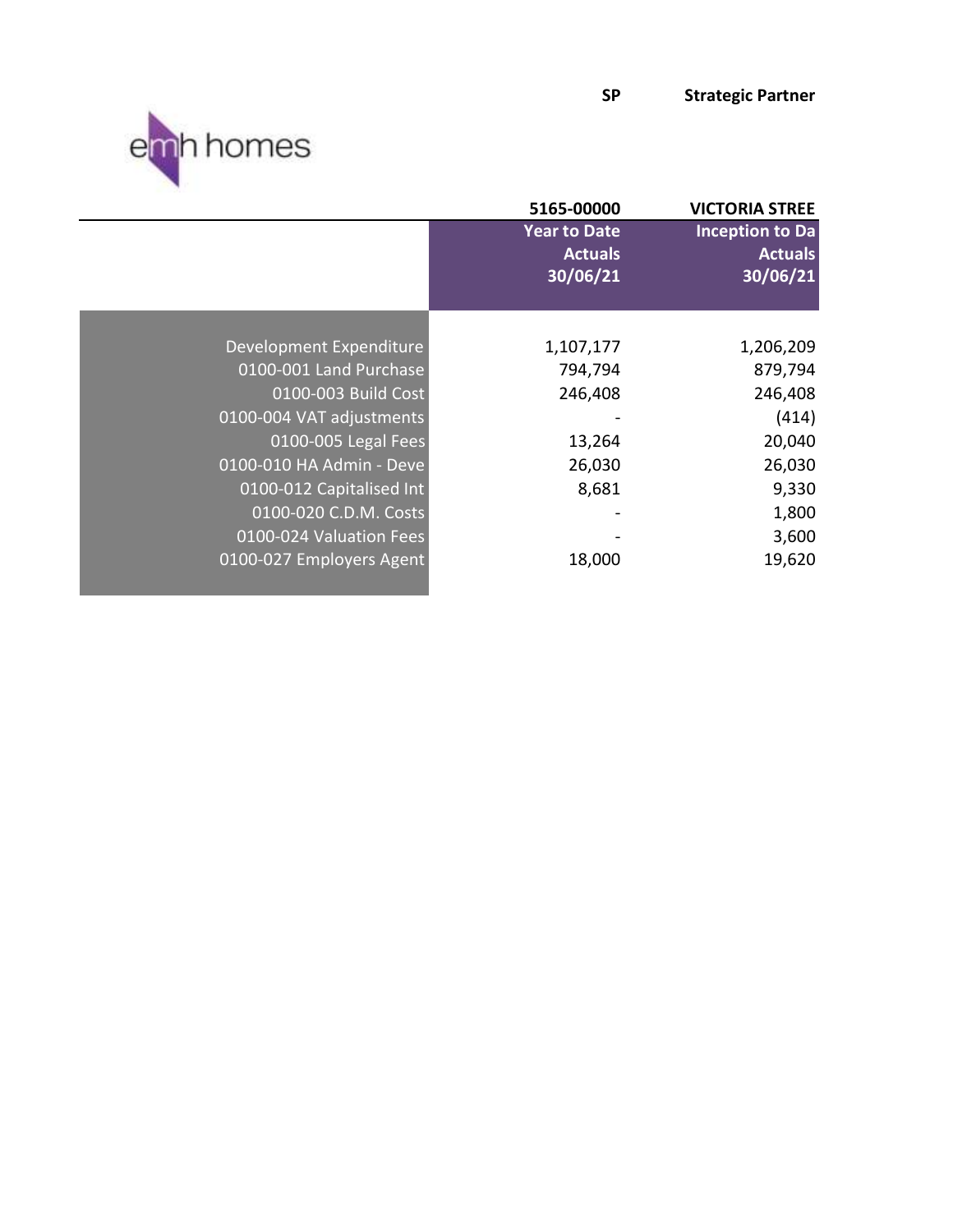emh homes

**SP** **Strategic Partner**

| | 5165-00000 | VICTORIA STREE |
|---|---|---|
| | **Year to Date Actuals 30/06/21** | **Inception to Da Actuals 30/06/21** |
| Development Expenditure | 1,107,177 | 1,206,209 |
| 0100-001 Land Purchase | 794,794 | 879,794 |
| 0100-003 Build Cost | 246,408 | 246,408 |
| 0100-004 VAT adjustments | - | (414) |
| 0100-005 Legal Fees | 13,264 | 20,040 |
| 0100-010 HA Admin - Deve | 26,030 | 26,030 |
| 0100-012 Capitalised Int | 8,681 | 9,330 |
| 0100-020 C.D.M. Costs | - | 1,800 |
| 0100-024 Valuation Fees | - | 3,600 |
| 0100-027 Employers Agent | 18,000 | 19,620 |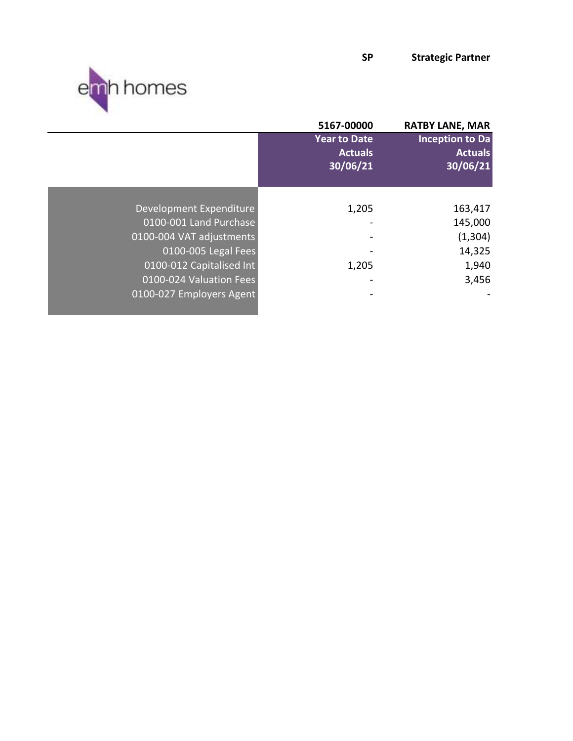emh homes

| | SP | Strategic Partner |
|---|---|---|
| | 5167-00000 | RATBY LANE, MAR |
| | Year to Date Actuals 30/06/21 | Inception to Da Actuals 30/06/21 |
| Development Expenditure | 1,205 | 163,417 |
| 0100-001 Land Purchase | - | 145,000 |
| 0100-004 VAT adjustments | - | (1,304) |
| 0100-005 Legal Fees | - | 14,325 |
| 0100-012 Capitalised Int | 1,205 | 1,940 |
| 0100-024 Valuation Fees | - | 3,456 |
| 0100-027 Employers Agent | - | - |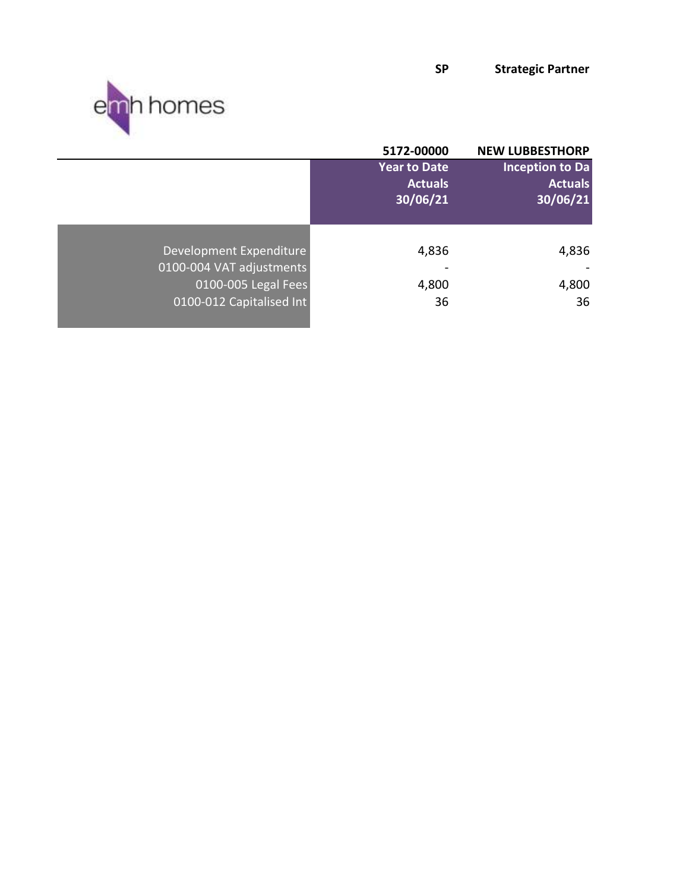| | SP | Strategic Partner |
|---|---|---|
| | 5172-00000 | NEW LUBBESTHORP |
| | Year to Date Actuals 30/06/21 | Inception to Da Actuals 30/06/21 |
| Development Expenditure | 4,836 | 4,836 |
| 0100-004 VAT adjustments | - | - |
| 0100-005 Legal Fees | 4,800 | 4,800 |
| 0100-012 Capitalised Int | 36 | 36 |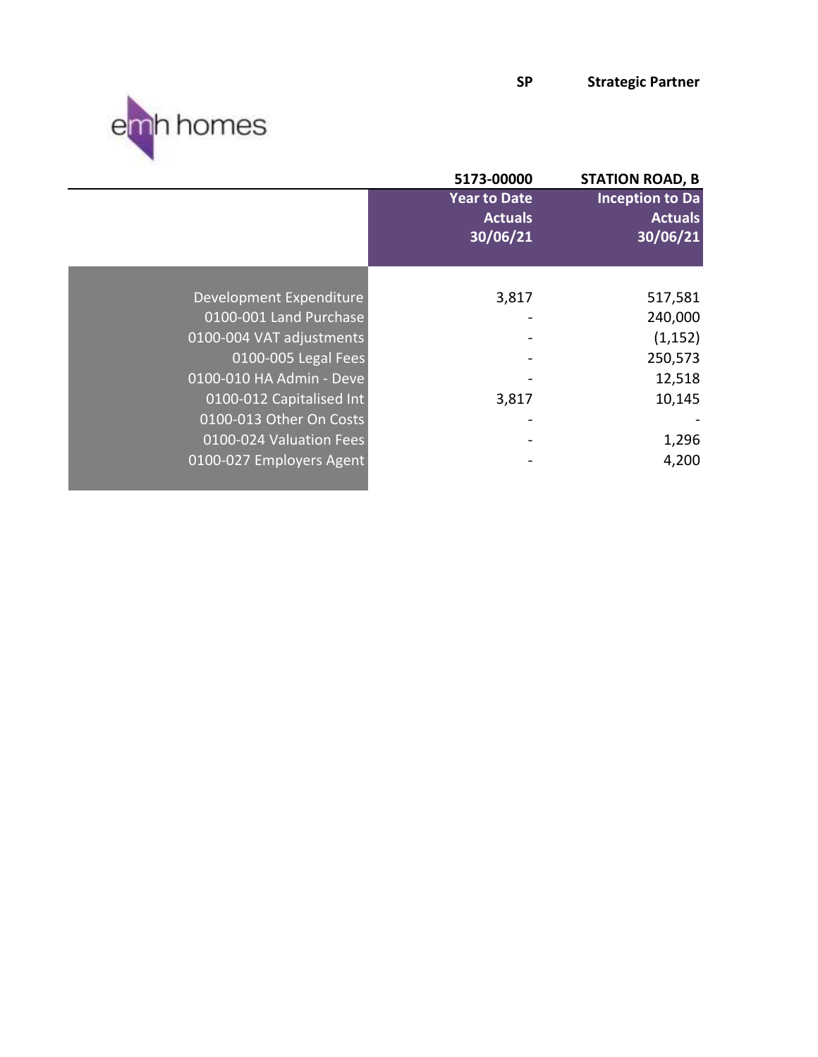emh homes

**SP** **Strategic Partner**

| | 5173-00000 | STATION ROAD, B |
|---|---|---|
| | **Year to Date Actuals 30/06/21** | **Inception to Da Actuals 30/06/21** |
| Development Expenditure | 3,817 | 517,581 |
| 0100-001 Land Purchase | - | 240,000 |
| 0100-004 VAT adjustments | - | (1,152) |
| 0100-005 Legal Fees | - | 250,573 |
| 0100-010 HA Admin - Deve | - | 12,518 |
| 0100-012 Capitalised Int | 3,817 | 10,145 |
| 0100-013 Other On Costs | - | - |
| 0100-024 Valuation Fees | - | 1,296 |
| 0100-027 Employers Agent | - | 4,200 |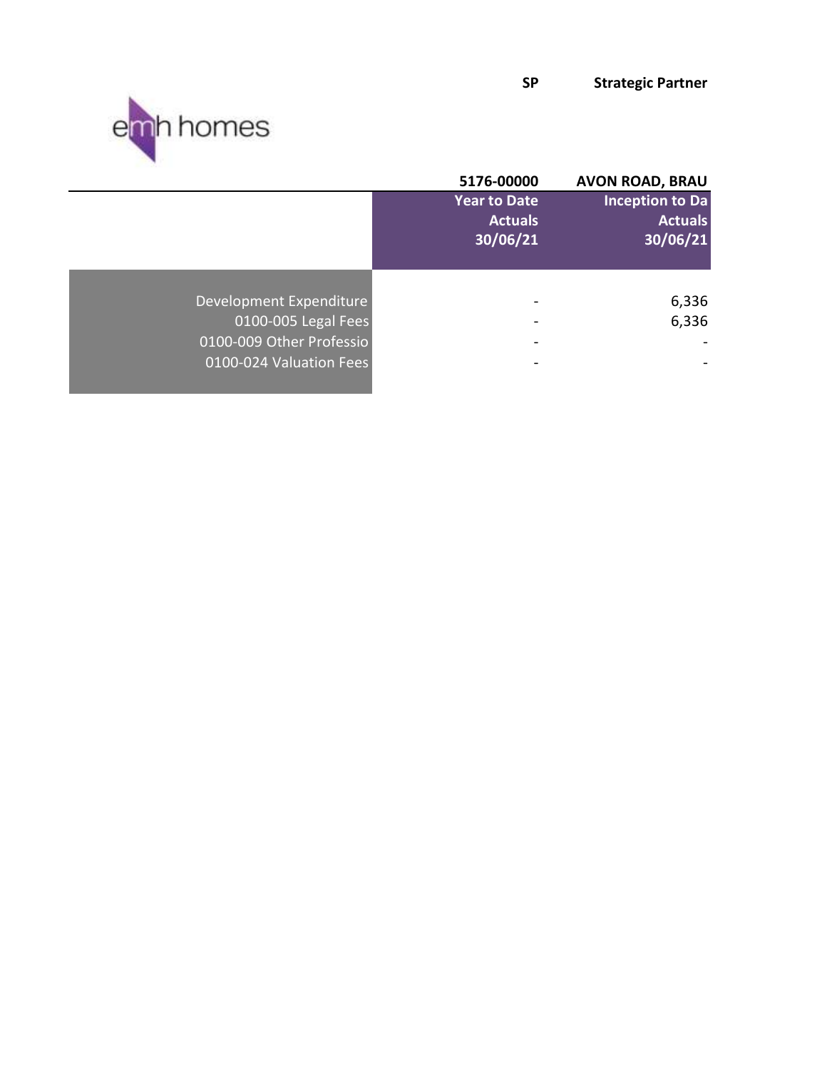SP Strategic Partner

emh homes

| | 5176-00000 | AVON ROAD, BRAU |
|---|---|---|
| | Year to Date Actuals 30/06/21 | Inception to Da Actuals 30/06/21 |
| Development Expenditure | - | 6,336 |
| 0100-005 Legal Fees | - | 6,336 |
| 0100-009 Other Professio | - | - |
| 0100-024 Valuation Fees | - | - |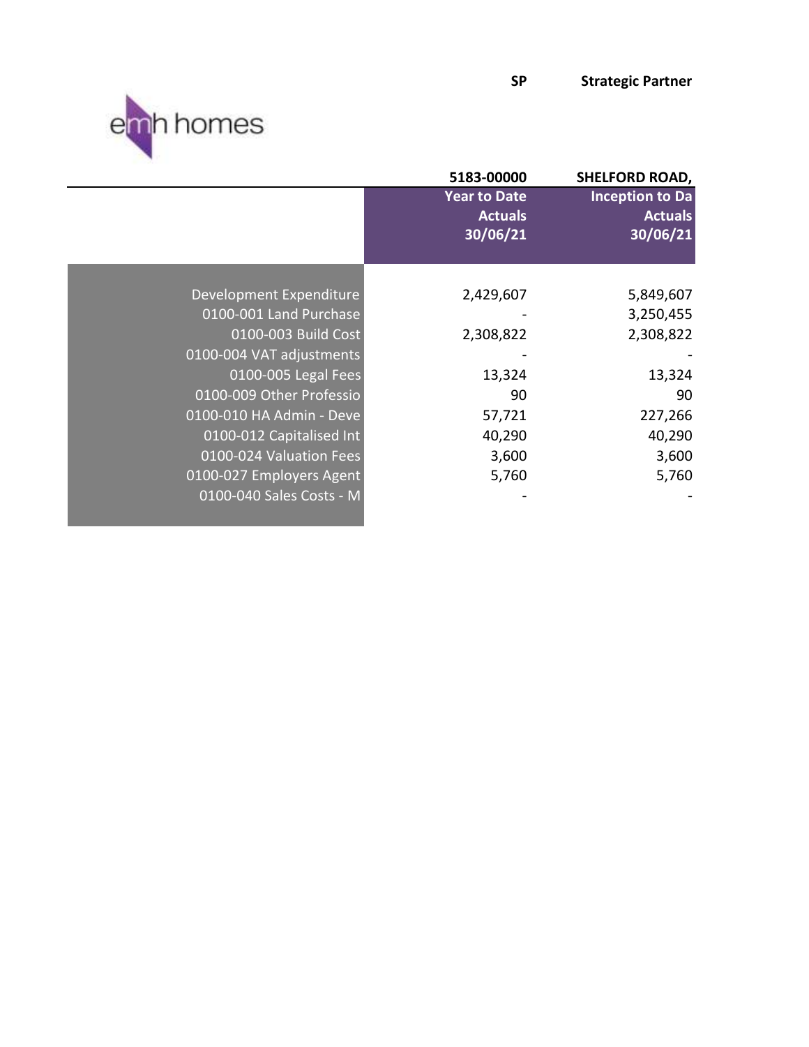SP Strategic Partner

emh homes

| | 5183-00000 | SHELFORD ROAD, |
|---|---|---|
| | Year to Date Actuals 30/06/21 | Inception to Da Actuals 30/06/21 |
| Development Expenditure | 2,429,607 | 5,849,607 |
| 0100-001 Land Purchase | - | 3,250,455 |
| 0100-003 Build Cost | 2,308,822 | 2,308,822 |
| 0100-004 VAT adjustments | - | - |
| 0100-005 Legal Fees | 13,324 | 13,324 |
| 0100-009 Other Professio | 90 | 90 |
| 0100-010 HA Admin - Deve | 57,721 | 227,266 |
| 0100-012 Capitalised Int | 40,290 | 40,290 |
| 0100-024 Valuation Fees | 3,600 | 3,600 |
| 0100-027 Employers Agent | 5,760 | 5,760 |
| 0100-040 Sales Costs - M | - | - |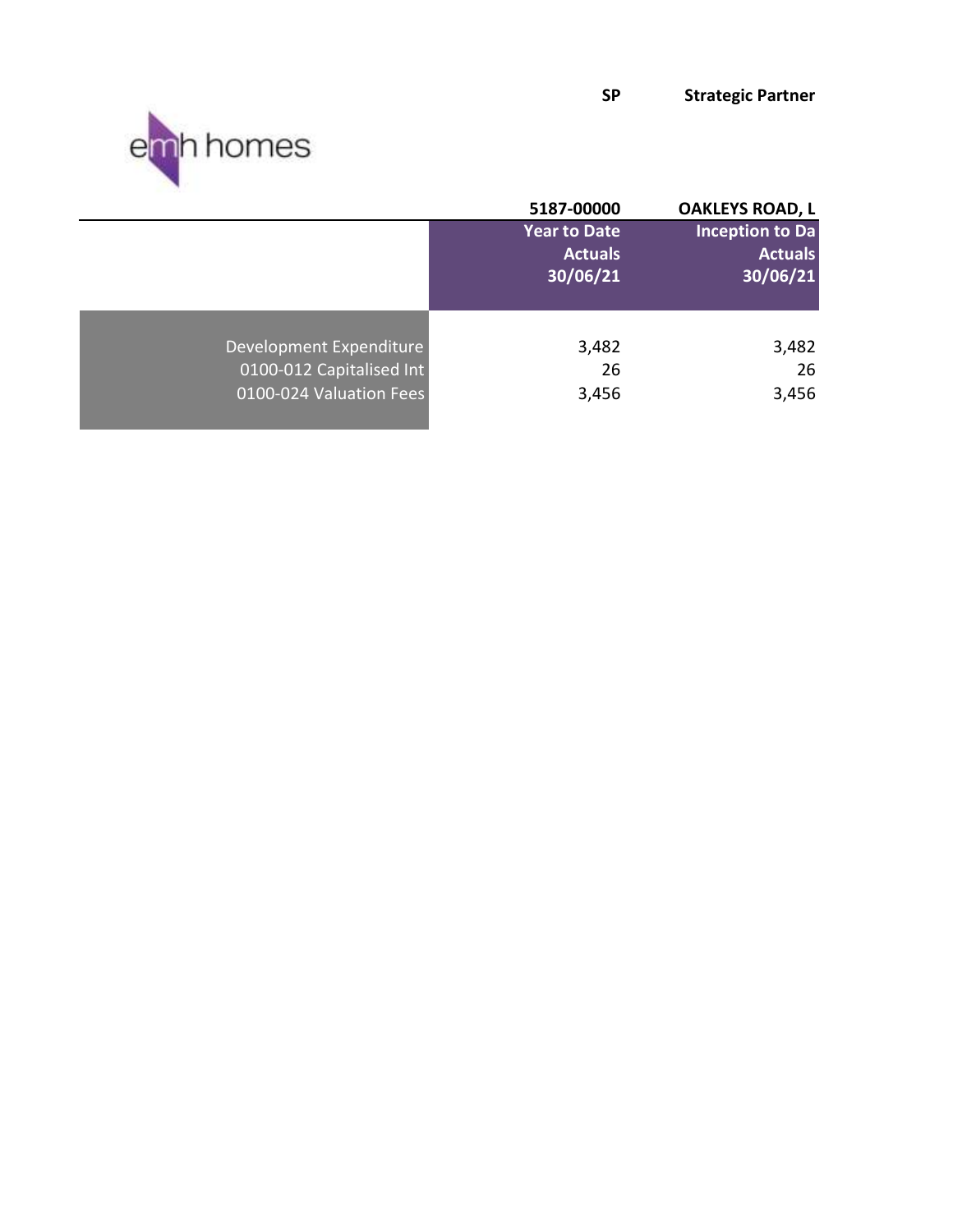| | SP | Strategic Partner |
| --- | --- | --- |
| | 5187-00000 | OAKLEYS ROAD, L |
| | Year to Date Actuals 30/06/21 | Inception to Da Actuals 30/06/21 |
| Development Expenditure | 3,482 | 3,482 |
| 0100-012 Capitalised Int | 26 | 26 |
| 0100-024 Valuation Fees | 3,456 | 3,456 |